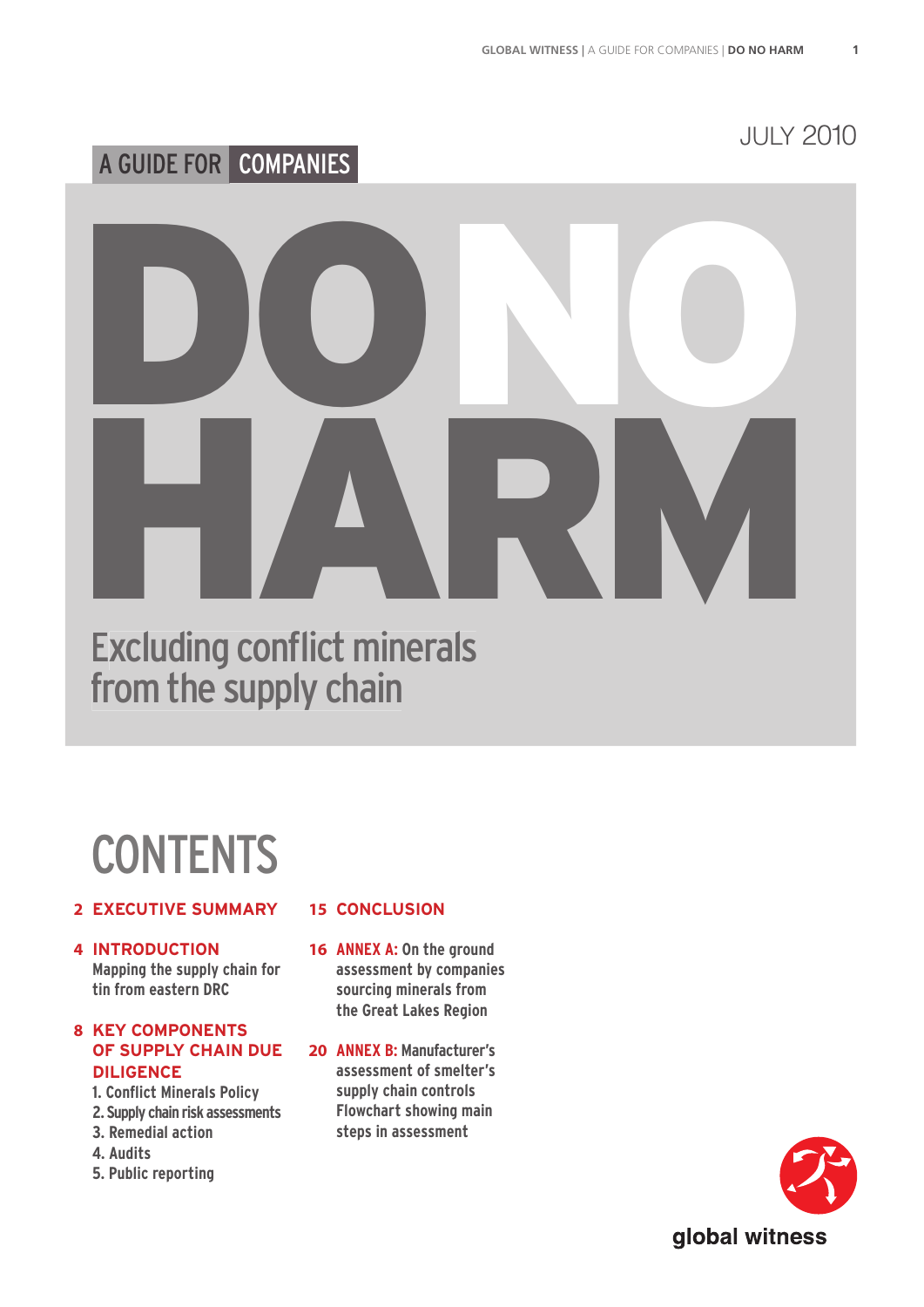JULY 2010

A GUIDE FOR COMPANIES

# DO NO HARM

## Excluding conflict minerals from the supply chain

# CONTENTS

**2 EXECUTIVE SUMMARY**

**4 INTRODUCTION**
Mapping the supply chain for tin from eastern DRC

**8 KEY COMPONENTS OF SUPPLY CHAIN DUE DILIGENCE**
1. Conflict Minerals Policy
2. Supply chain risk assessments
3. Remedial action
4. Audits
5. Public reporting

**15 CONCLUSION**

**16 ANNEX A:** On the ground assessment by companies sourcing minerals from the Great Lakes Region

**20 ANNEX B:** Manufacturer's assessment of smelter's supply chain controls Flowchart showing main steps in assessment

global witness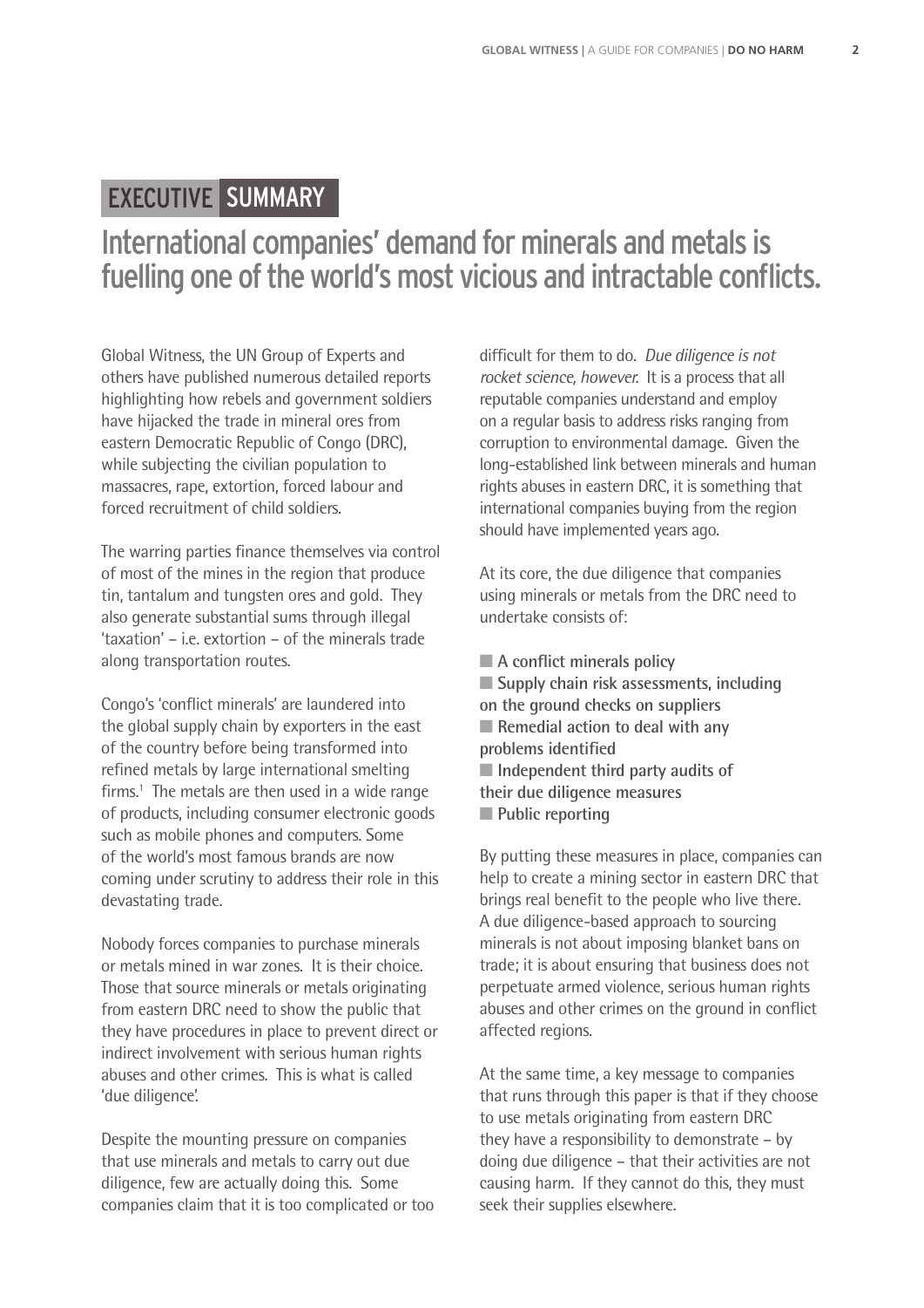## EXECUTIVE SUMMARY

# International companies' demand for minerals and metals is fuelling one of the world's most vicious and intractable conflicts.

Global Witness, the UN Group of Experts and others have published numerous detailed reports highlighting how rebels and government soldiers have hijacked the trade in mineral ores from eastern Democratic Republic of Congo (DRC), while subjecting the civilian population to massacres, rape, extortion, forced labour and forced recruitment of child soldiers.

The warring parties finance themselves via control of most of the mines in the region that produce tin, tantalum and tungsten ores and gold. They also generate substantial sums through illegal 'taxation' – i.e. extortion – of the minerals trade along transportation routes.

Congo's 'conflict minerals' are laundered into the global supply chain by exporters in the east of the country before being transformed into refined metals by large international smelting firms.[1] The metals are then used in a wide range of products, including consumer electronic goods such as mobile phones and computers. Some of the world's most famous brands are now coming under scrutiny to address their role in this devastating trade.

Nobody forces companies to purchase minerals or metals mined in war zones. It is their choice. Those that source minerals or metals originating from eastern DRC need to show the public that they have procedures in place to prevent direct or indirect involvement with serious human rights abuses and other crimes. This is what is called 'due diligence'.

Despite the mounting pressure on companies that use minerals and metals to carry out due diligence, few are actually doing this. Some companies claim that it is too complicated or too difficult for them to do. *Due diligence is not rocket science, however.* It is a process that all reputable companies understand and employ on a regular basis to address risks ranging from corruption to environmental damage. Given the long-established link between minerals and human rights abuses in eastern DRC, it is something that international companies buying from the region should have implemented years ago.

At its core, the due diligence that companies using minerals or metals from the DRC need to undertake consists of:

- **A conflict minerals policy**
- **Supply chain risk assessments, including on the ground checks on suppliers**
- **Remedial action to deal with any problems identified**
- **Independent third party audits of their due diligence measures**
- **Public reporting**

By putting these measures in place, companies can help to create a mining sector in eastern DRC that brings real benefit to the people who live there. A due diligence-based approach to sourcing minerals is not about imposing blanket bans on trade; it is about ensuring that business does not perpetuate armed violence, serious human rights abuses and other crimes on the ground in conflict affected regions.

At the same time, a key message to companies that runs through this paper is that if they choose to use metals originating from eastern DRC they have a responsibility to demonstrate – by doing due diligence – that their activities are not causing harm. If they cannot do this, they must seek their supplies elsewhere.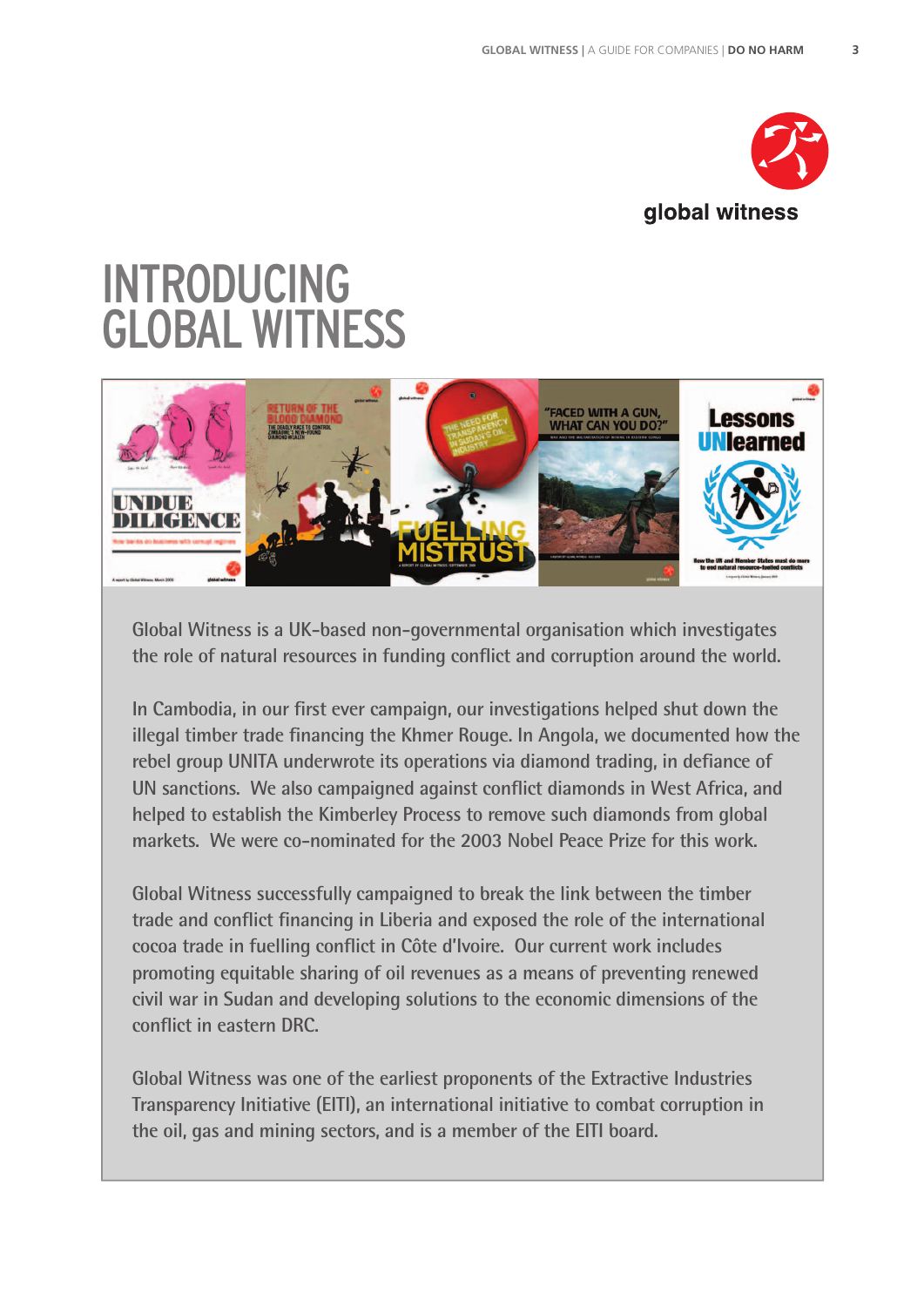# INTRODUCING GLOBAL WITNESS

Global Witness is a UK-based non-governmental organisation which investigates the role of natural resources in funding conflict and corruption around the world.

In Cambodia, in our first ever campaign, our investigations helped shut down the illegal timber trade financing the Khmer Rouge. In Angola, we documented how the rebel group UNITA underwrote its operations via diamond trading, in defiance of UN sanctions. We also campaigned against conflict diamonds in West Africa, and helped to establish the Kimberley Process to remove such diamonds from global markets. We were co-nominated for the 2003 Nobel Peace Prize for this work.

Global Witness successfully campaigned to break the link between the timber trade and conflict financing in Liberia and exposed the role of the international cocoa trade in fuelling conflict in Côte d'Ivoire. Our current work includes promoting equitable sharing of oil revenues as a means of preventing renewed civil war in Sudan and developing solutions to the economic dimensions of the conflict in eastern DRC.

Global Witness was one of the earliest proponents of the Extractive Industries Transparency Initiative (EITI), an international initiative to combat corruption in the oil, gas and mining sectors, and is a member of the EITI board.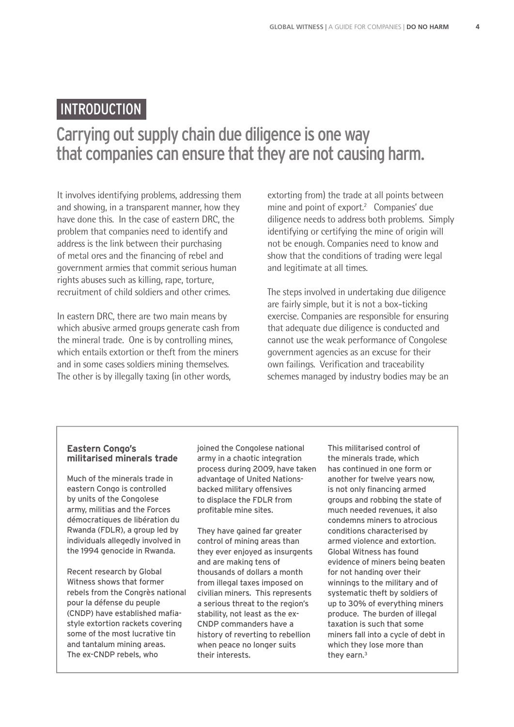# INTRODUCTION

## Carrying out supply chain due diligence is one way that companies can ensure that they are not causing harm.

It involves identifying problems, addressing them and showing, in a transparent manner, how they have done this. In the case of eastern DRC, the problem that companies need to identify and address is the link between their purchasing of metal ores and the financing of rebel and government armies that commit serious human rights abuses such as killing, rape, torture, recruitment of child soldiers and other crimes.

In eastern DRC, there are two main means by which abusive armed groups generate cash from the mineral trade. One is by controlling mines, which entails extortion or theft from the miners and in some cases soldiers mining themselves. The other is by illegally taxing (in other words, extorting from) the trade at all points between mine and point of export.[2] Companies' due diligence needs to address both problems. Simply identifying or certifying the mine of origin will not be enough. Companies need to know and show that the conditions of trading were legal and legitimate at all times.

The steps involved in undertaking due diligence are fairly simple, but it is not a box-ticking exercise. Companies are responsible for ensuring that adequate due diligence is conducted and cannot use the weak performance of Congolese government agencies as an excuse for their own failings. Verification and traceability schemes managed by industry bodies may be an

---

**Eastern Congo's militarised minerals trade**

Much of the minerals trade in eastern Congo is controlled by units of the Congolese army, militias and the Forces démocratiques de libération du Rwanda (FDLR), a group led by individuals allegedly involved in the 1994 genocide in Rwanda.

Recent research by Global Witness shows that former rebels from the Congrès national pour la défense du peuple (CNDP) have established mafia-style extortion rackets covering some of the most lucrative tin and tantalum mining areas. The ex-CNDP rebels, who joined the Congolese national army in a chaotic integration process during 2009, have taken advantage of United Nations-backed military offensives to displace the FDLR from profitable mine sites.

They have gained far greater control of mining areas than they ever enjoyed as insurgents and are making tens of thousands of dollars a month from illegal taxes imposed on civilian miners. This represents a serious threat to the region's stability, not least as the ex-CNDP commanders have a history of reverting to rebellion when peace no longer suits their interests.

This militarised control of the minerals trade, which has continued in one form or another for twelve years now, is not only financing armed groups and robbing the state of much needed revenues, it also condemns miners to atrocious conditions characterised by armed violence and extortion. Global Witness has found evidence of miners being beaten for not handing over their winnings to the military and of systematic theft by soldiers of up to 30% of everything miners produce. The burden of illegal taxation is such that some miners fall into a cycle of debt in which they lose more than they earn.[3]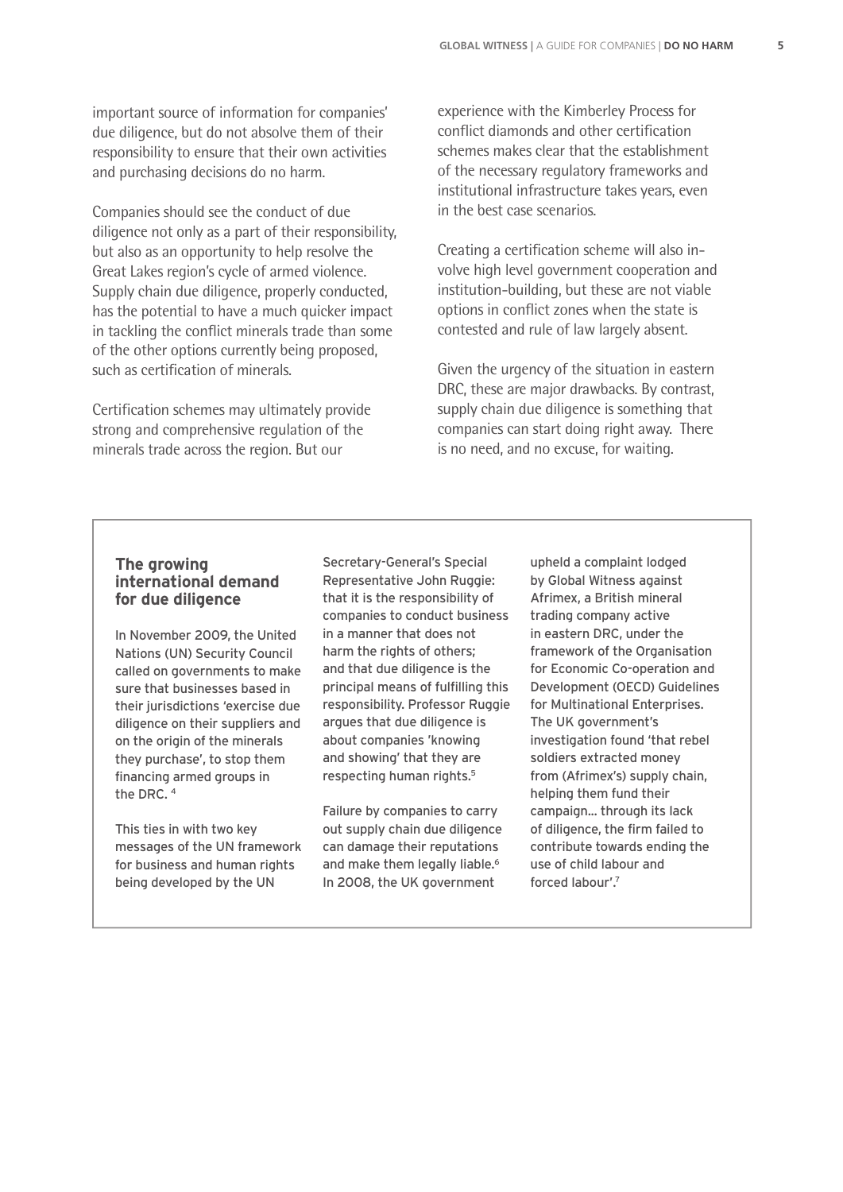important source of information for companies' due diligence, but do not absolve them of their responsibility to ensure that their own activities and purchasing decisions do no harm.

Companies should see the conduct of due diligence not only as a part of their responsibility, but also as an opportunity to help resolve the Great Lakes region's cycle of armed violence. Supply chain due diligence, properly conducted, has the potential to have a much quicker impact in tackling the conflict minerals trade than some of the other options currently being proposed, such as certification of minerals.

Certification schemes may ultimately provide strong and comprehensive regulation of the minerals trade across the region. But our experience with the Kimberley Process for conflict diamonds and other certification schemes makes clear that the establishment of the necessary regulatory frameworks and institutional infrastructure takes years, even in the best case scenarios.

Creating a certification scheme will also involve high level government cooperation and institution-building, but these are not viable options in conflict zones when the state is contested and rule of law largely absent.

Given the urgency of the situation in eastern DRC, these are major drawbacks. By contrast, supply chain due diligence is something that companies can start doing right away. There is no need, and no excuse, for waiting.

### The growing international demand for due diligence

In November 2009, the United Nations (UN) Security Council called on governments to make sure that businesses based in their jurisdictions 'exercise due diligence on their suppliers and on the origin of the minerals they purchase', to stop them financing armed groups in the DRC. [4]

This ties in with two key messages of the UN framework for business and human rights being developed by the UN Secretary-General's Special Representative John Ruggie: that it is the responsibility of companies to conduct business in a manner that does not harm the rights of others; and that due diligence is the principal means of fulfilling this responsibility. Professor Ruggie argues that due diligence is about companies 'knowing and showing' that they are respecting human rights.[5]

Failure by companies to carry out supply chain due diligence can damage their reputations and make them legally liable.[6] In 2008, the UK government upheld a complaint lodged by Global Witness against Afrimex, a British mineral trading company active in eastern DRC, under the framework of the Organisation for Economic Co-operation and Development (OECD) Guidelines for Multinational Enterprises. The UK government's investigation found 'that rebel soldiers extracted money from (Afrimex's) supply chain, helping them fund their campaign… through its lack of diligence, the firm failed to contribute towards ending the use of child labour and forced labour'.[7]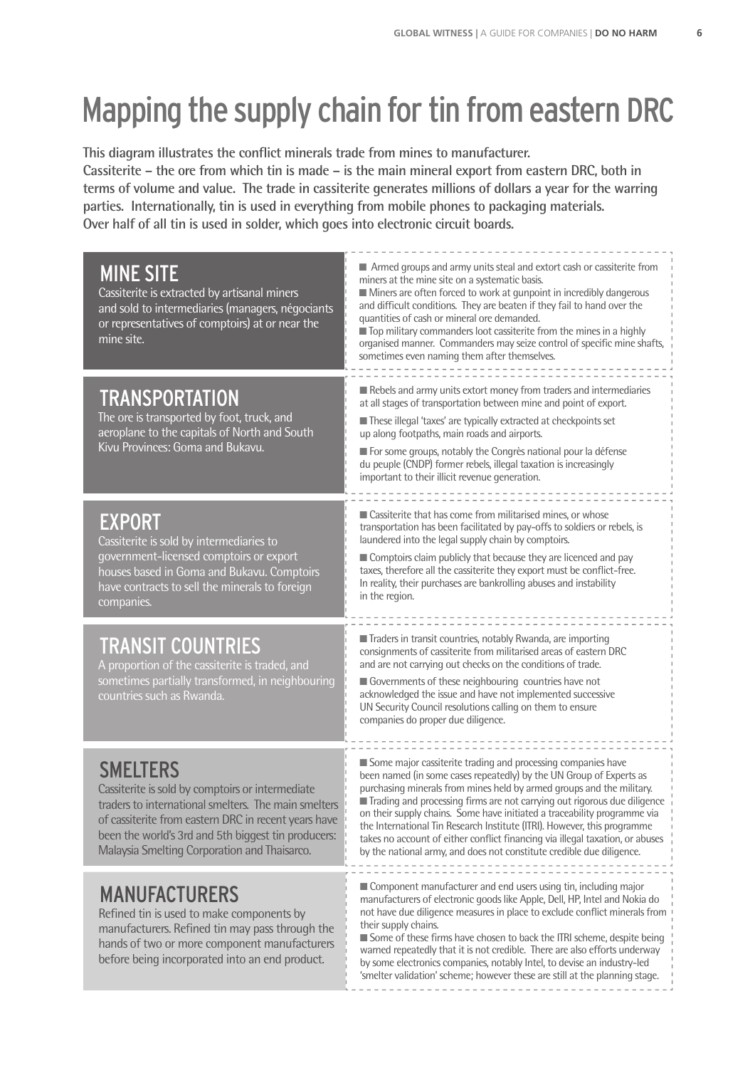# Mapping the supply chain for tin from eastern DRC

**This diagram illustrates the conflict minerals trade from mines to manufacturer.
Cassiterite – the ore from which tin is made – is the main mineral export from eastern DRC, both in terms of volume and value. The trade in cassiterite generates millions of dollars a year for the warring parties. Internationally, tin is used in everything from mobile phones to packaging materials. Over half of all tin is used in solder, which goes into electronic circuit boards.**

## MINE SITE

Cassiterite is extracted by artisanal miners and sold to intermediaries (managers, négociants or representatives of comptoirs) at or near the mine site.

- Armed groups and army units steal and extort cash or cassiterite from miners at the mine site on a systematic basis.
- Miners are often forced to work at gunpoint in incredibly dangerous and difficult conditions. They are beaten if they fail to hand over the quantities of cash or mineral ore demanded.
- Top military commanders loot cassiterite from the mines in a highly organised manner. Commanders may seize control of specific mine shafts, sometimes even naming them after themselves.

## TRANSPORTATION

The ore is transported by foot, truck, and aeroplane to the capitals of North and South Kivu Provinces: Goma and Bukavu.

- Rebels and army units extort money from traders and intermediaries at all stages of transportation between mine and point of export.
- These illegal 'taxes' are typically extracted at checkpoints set up along footpaths, main roads and airports.
- For some groups, notably the Congrès national pour la défense du peuple (CNDP) former rebels, illegal taxation is increasingly important to their illicit revenue generation.

## EXPORT

Cassiterite is sold by intermediaries to government-licensed comptoirs or export houses based in Goma and Bukavu. Comptoirs have contracts to sell the minerals to foreign companies.

- Cassiterite that has come from militarised mines, or whose transportation has been facilitated by pay-offs to soldiers or rebels, is laundered into the legal supply chain by comptoirs.
- Comptoirs claim publicly that because they are licenced and pay taxes, therefore all the cassiterite they export must be conflict-free. In reality, their purchases are bankrolling abuses and instability in the region.

## TRANSIT COUNTRIES

A proportion of the cassiterite is traded, and sometimes partially transformed, in neighbouring countries such as Rwanda.

- Traders in transit countries, notably Rwanda, are importing consignments of cassiterite from militarised areas of eastern DRC and are not carrying out checks on the conditions of trade.
- Governments of these neighbouring countries have not acknowledged the issue and have not implemented successive UN Security Council resolutions calling on them to ensure companies do proper due diligence.

## SMELTERS

Cassiterite is sold by comptoirs or intermediate traders to international smelters. The main smelters of cassiterite from eastern DRC in recent years have been the world's 3rd and 5th biggest tin producers: Malaysia Smelting Corporation and Thaisarco.

- Some major cassiterite trading and processing companies have been named (in some cases repeatedly) by the UN Group of Experts as purchasing minerals from mines held by armed groups and the military.
- Trading and processing firms are not carrying out rigorous due diligence on their supply chains. Some have initiated a traceability programme via the International Tin Research Institute (ITRI). However, this programme takes no account of either conflict financing via illegal taxation, or abuses by the national army, and does not constitute credible due diligence.

## MANUFACTURERS

Refined tin is used to make components by manufacturers. Refined tin may pass through the hands of two or more component manufacturers before being incorporated into an end product.

- Component manufacturer and end users using tin, including major manufacturers of electronic goods like Apple, Dell, HP, Intel and Nokia do not have due diligence measures in place to exclude conflict minerals from their supply chains.
- Some of these firms have chosen to back the ITRI scheme, despite being warned repeatedly that it is not credible. There are also efforts underway by some electronics companies, notably Intel, to devise an industry-led 'smelter validation' scheme; however these are still at the planning stage.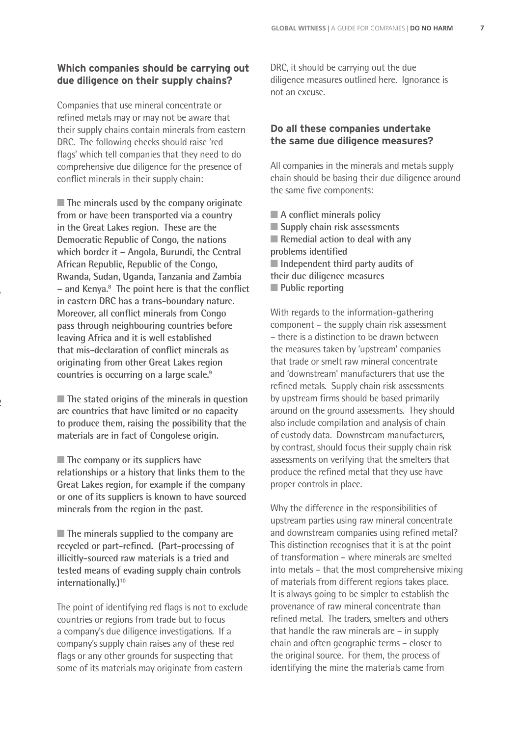### Which companies should be carrying out due diligence on their supply chains?

Companies that use mineral concentrate or refined metals may or may not be aware that their supply chains contain minerals from eastern DRC. The following checks should raise 'red flags' which tell companies that they need to do comprehensive due diligence for the presence of conflict minerals in their supply chain:

- **The minerals used by the company originate from or have been transported via a country in the Great Lakes region. These are the Democratic Republic of Congo, the nations which border it – Angola, Burundi, the Central African Republic, Republic of the Congo, Rwanda, Sudan, Uganda, Tanzania and Zambia – and Kenya.[8] The point here is that the conflict in eastern DRC has a trans-boundary nature. Moreover, all conflict minerals from Congo pass through neighbouring countries before leaving Africa and it is well established that mis-declaration of conflict minerals as originating from other Great Lakes region countries is occurring on a large scale.[9]**

- **The stated origins of the minerals in question are countries that have limited or no capacity to produce them, raising the possibility that the materials are in fact of Congolese origin.**

- **The company or its suppliers have relationships or a history that links them to the Great Lakes region, for example if the company or one of its suppliers is known to have sourced minerals from the region in the past.**

- **The minerals supplied to the company are recycled or part-refined. (Part-processing of illicitly-sourced raw materials is a tried and tested means of evading supply chain controls internationally.)[10]**

The point of identifying red flags is not to exclude countries or regions from trade but to focus a company's due diligence investigations. If a company's supply chain raises any of these red flags or any other grounds for suspecting that some of its materials may originate from eastern DRC, it should be carrying out the due diligence measures outlined here. Ignorance is not an excuse.

### Do all these companies undertake the same due diligence measures?

All companies in the minerals and metals supply chain should be basing their due diligence around the same five components:

- **A conflict minerals policy**
- **Supply chain risk assessments**
- **Remedial action to deal with any problems identified**
- **Independent third party audits of their due diligence measures**
- **Public reporting**

With regards to the information-gathering component – the supply chain risk assessment – there is a distinction to be drawn between the measures taken by 'upstream' companies that trade or smelt raw mineral concentrate and 'downstream' manufacturers that use the refined metals. Supply chain risk assessments by upstream firms should be based primarily around on the ground assessments. They should also include compilation and analysis of chain of custody data. Downstream manufacturers, by contrast, should focus their supply chain risk assessments on verifying that the smelters that produce the refined metal that they use have proper controls in place.

Why the difference in the responsibilities of upstream parties using raw mineral concentrate and downstream companies using refined metal? This distinction recognises that it is at the point of transformation – where minerals are smelted into metals – that the most comprehensive mixing of materials from different regions takes place. It is always going to be simpler to establish the provenance of raw mineral concentrate than refined metal. The traders, smelters and others that handle the raw minerals are – in supply chain and often geographic terms – closer to the original source. For them, the process of identifying the mine the materials came from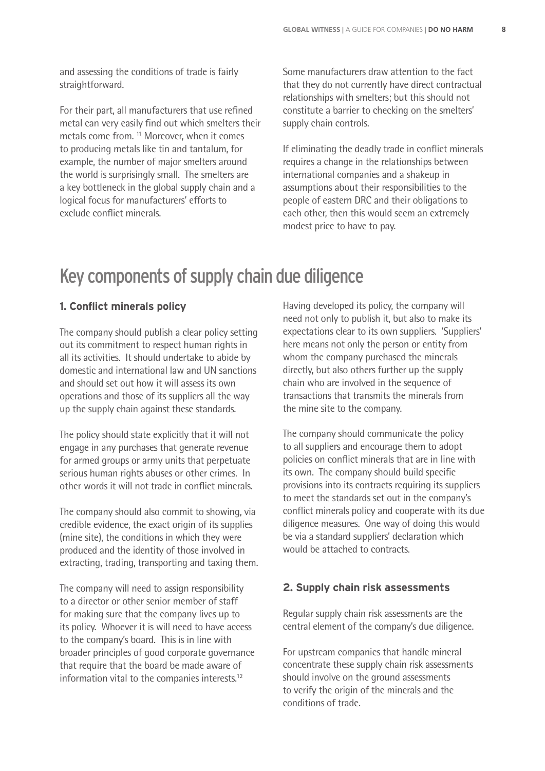and assessing the conditions of trade is fairly straightforward.

For their part, all manufacturers that use refined metal can very easily find out which smelters their metals come from. [11] Moreover, when it comes to producing metals like tin and tantalum, for example, the number of major smelters around the world is surprisingly small. The smelters are a key bottleneck in the global supply chain and a logical focus for manufacturers' efforts to exclude conflict minerals.

Some manufacturers draw attention to the fact that they do not currently have direct contractual relationships with smelters; but this should not constitute a barrier to checking on the smelters' supply chain controls.

If eliminating the deadly trade in conflict minerals requires a change in the relationships between international companies and a shakeup in assumptions about their responsibilities to the people of eastern DRC and their obligations to each other, then this would seem an extremely modest price to have to pay.

## Key components of supply chain due diligence

### 1. Conflict minerals policy

The company should publish a clear policy setting out its commitment to respect human rights in all its activities. It should undertake to abide by domestic and international law and UN sanctions and should set out how it will assess its own operations and those of its suppliers all the way up the supply chain against these standards.

The policy should state explicitly that it will not engage in any purchases that generate revenue for armed groups or army units that perpetuate serious human rights abuses or other crimes. In other words it will not trade in conflict minerals.

The company should also commit to showing, via credible evidence, the exact origin of its supplies (mine site), the conditions in which they were produced and the identity of those involved in extracting, trading, transporting and taxing them.

The company will need to assign responsibility to a director or other senior member of staff for making sure that the company lives up to its policy. Whoever it is will need to have access to the company's board. This is in line with broader principles of good corporate governance that require that the board be made aware of information vital to the companies interests.[12]

Having developed its policy, the company will need not only to publish it, but also to make its expectations clear to its own suppliers. 'Suppliers' here means not only the person or entity from whom the company purchased the minerals directly, but also others further up the supply chain who are involved in the sequence of transactions that transmits the minerals from the mine site to the company.

The company should communicate the policy to all suppliers and encourage them to adopt policies on conflict minerals that are in line with its own. The company should build specific provisions into its contracts requiring its suppliers to meet the standards set out in the company's conflict minerals policy and cooperate with its due diligence measures. One way of doing this would be via a standard suppliers' declaration which would be attached to contracts.

### 2. Supply chain risk assessments

Regular supply chain risk assessments are the central element of the company's due diligence.

For upstream companies that handle mineral concentrate these supply chain risk assessments should involve on the ground assessments to verify the origin of the minerals and the conditions of trade.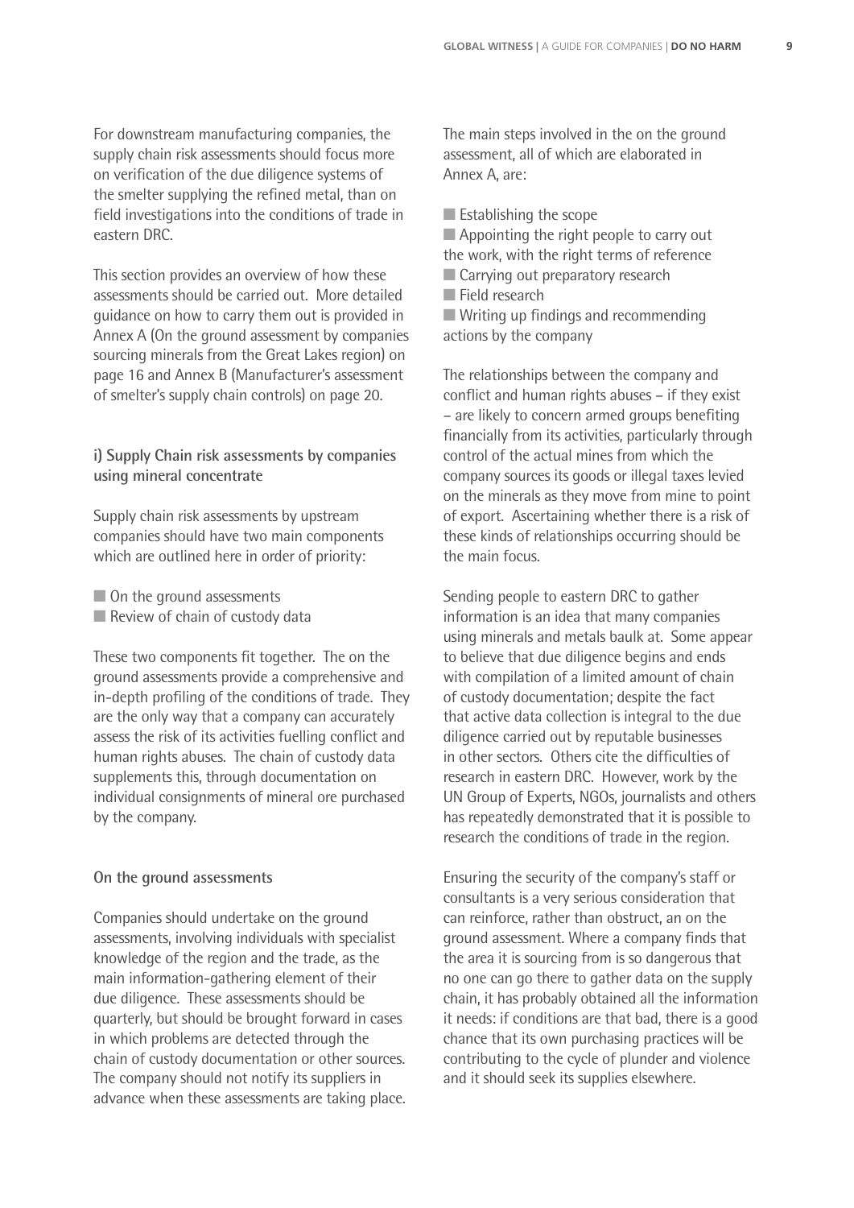For downstream manufacturing companies, the supply chain risk assessments should focus more on verification of the due diligence systems of the smelter supplying the refined metal, than on field investigations into the conditions of trade in eastern DRC.

This section provides an overview of how these assessments should be carried out. More detailed guidance on how to carry them out is provided in Annex A (On the ground assessment by companies sourcing minerals from the Great Lakes region) on page 16 and Annex B (Manufacturer's assessment of smelter's supply chain controls) on page 20.

### i) Supply Chain risk assessments by companies using mineral concentrate

Supply chain risk assessments by upstream companies should have two main components which are outlined here in order of priority:

- On the ground assessments
- Review of chain of custody data

These two components fit together. The on the ground assessments provide a comprehensive and in-depth profiling of the conditions of trade. They are the only way that a company can accurately assess the risk of its activities fuelling conflict and human rights abuses. The chain of custody data supplements this, through documentation on individual consignments of mineral ore purchased by the company.

#### On the ground assessments

Companies should undertake on the ground assessments, involving individuals with specialist knowledge of the region and the trade, as the main information-gathering element of their due diligence. These assessments should be quarterly, but should be brought forward in cases in which problems are detected through the chain of custody documentation or other sources. The company should not notify its suppliers in advance when these assessments are taking place.

The main steps involved in the on the ground assessment, all of which are elaborated in Annex A, are:

- Establishing the scope
- Appointing the right people to carry out the work, with the right terms of reference
- Carrying out preparatory research
- Field research
- Writing up findings and recommending actions by the company

The relationships between the company and conflict and human rights abuses – if they exist – are likely to concern armed groups benefiting financially from its activities, particularly through control of the actual mines from which the company sources its goods or illegal taxes levied on the minerals as they move from mine to point of export. Ascertaining whether there is a risk of these kinds of relationships occurring should be the main focus.

Sending people to eastern DRC to gather information is an idea that many companies using minerals and metals baulk at. Some appear to believe that due diligence begins and ends with compilation of a limited amount of chain of custody documentation; despite the fact that active data collection is integral to the due diligence carried out by reputable businesses in other sectors. Others cite the difficulties of research in eastern DRC. However, work by the UN Group of Experts, NGOs, journalists and others has repeatedly demonstrated that it is possible to research the conditions of trade in the region.

Ensuring the security of the company's staff or consultants is a very serious consideration that can reinforce, rather than obstruct, an on the ground assessment. Where a company finds that the area it is sourcing from is so dangerous that no one can go there to gather data on the supply chain, it has probably obtained all the information it needs: if conditions are that bad, there is a good chance that its own purchasing practices will be contributing to the cycle of plunder and violence and it should seek its supplies elsewhere.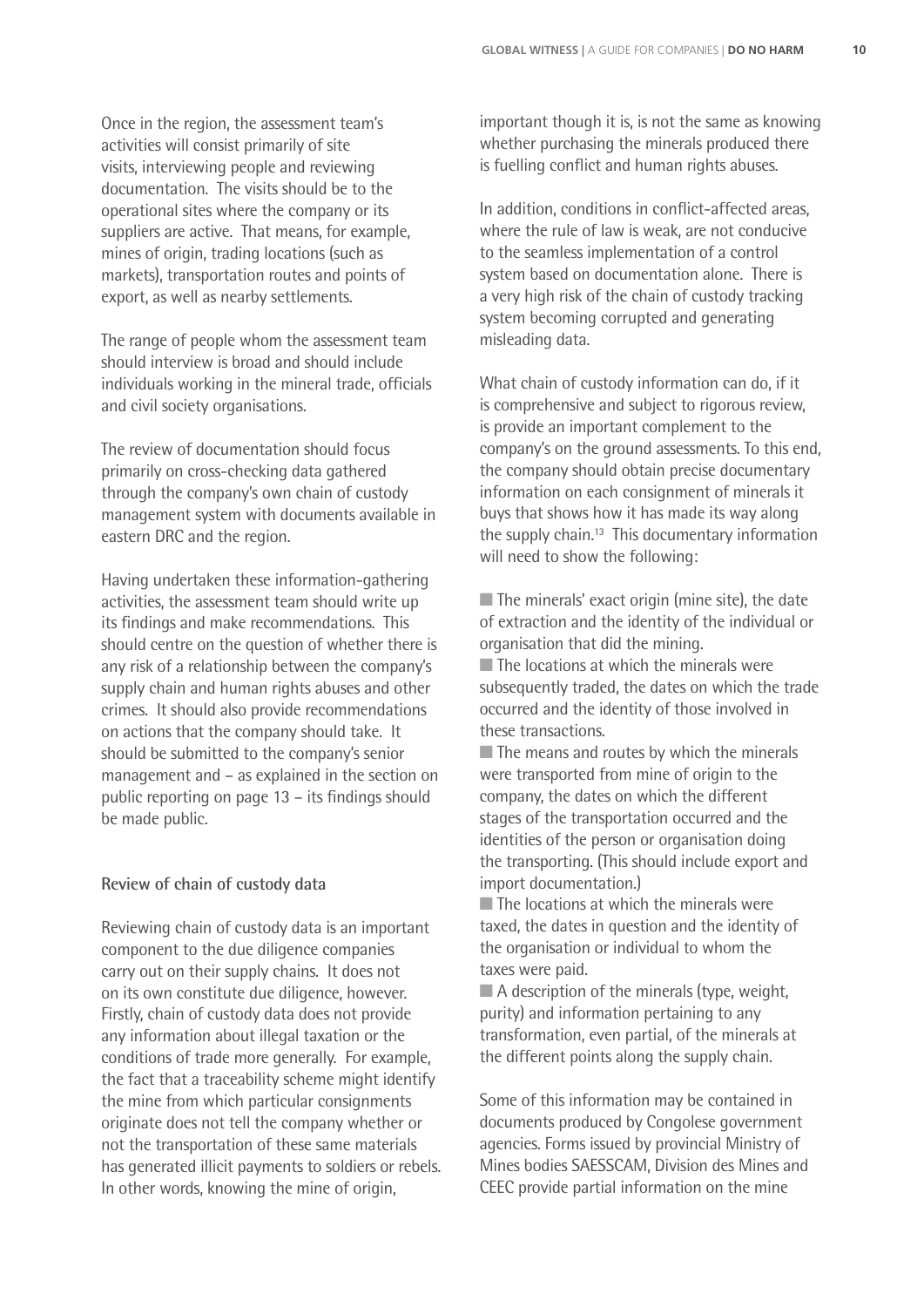Once in the region, the assessment team's activities will consist primarily of site visits, interviewing people and reviewing documentation. The visits should be to the operational sites where the company or its suppliers are active. That means, for example, mines of origin, trading locations (such as markets), transportation routes and points of export, as well as nearby settlements.

The range of people whom the assessment team should interview is broad and should include individuals working in the mineral trade, officials and civil society organisations.

The review of documentation should focus primarily on cross-checking data gathered through the company's own chain of custody management system with documents available in eastern DRC and the region.

Having undertaken these information-gathering activities, the assessment team should write up its findings and make recommendations. This should centre on the question of whether there is any risk of a relationship between the company's supply chain and human rights abuses and other crimes. It should also provide recommendations on actions that the company should take. It should be submitted to the company's senior management and – as explained in the section on public reporting on page 13 – its findings should be made public.

**Review of chain of custody data**

Reviewing chain of custody data is an important component to the due diligence companies carry out on their supply chains. It does not on its own constitute due diligence, however. Firstly, chain of custody data does not provide any information about illegal taxation or the conditions of trade more generally. For example, the fact that a traceability scheme might identify the mine from which particular consignments originate does not tell the company whether or not the transportation of these same materials has generated illicit payments to soldiers or rebels. In other words, knowing the mine of origin, important though it is, is not the same as knowing whether purchasing the minerals produced there is fuelling conflict and human rights abuses.

In addition, conditions in conflict-affected areas, where the rule of law is weak, are not conducive to the seamless implementation of a control system based on documentation alone. There is a very high risk of the chain of custody tracking system becoming corrupted and generating misleading data.

What chain of custody information can do, if it is comprehensive and subject to rigorous review, is provide an important complement to the company's on the ground assessments. To this end, the company should obtain precise documentary information on each consignment of minerals it buys that shows how it has made its way along the supply chain.[13] This documentary information will need to show the following:

- The minerals' exact origin (mine site), the date of extraction and the identity of the individual or organisation that did the mining.
- The locations at which the minerals were subsequently traded, the dates on which the trade occurred and the identity of those involved in these transactions.
- The means and routes by which the minerals were transported from mine of origin to the company, the dates on which the different stages of the transportation occurred and the identities of the person or organisation doing the transporting. (This should include export and import documentation.)
- The locations at which the minerals were taxed, the dates in question and the identity of the organisation or individual to whom the taxes were paid.
- A description of the minerals (type, weight, purity) and information pertaining to any transformation, even partial, of the minerals at the different points along the supply chain.

Some of this information may be contained in documents produced by Congolese government agencies. Forms issued by provincial Ministry of Mines bodies SAESSCAM, Division des Mines and CEEC provide partial information on the mine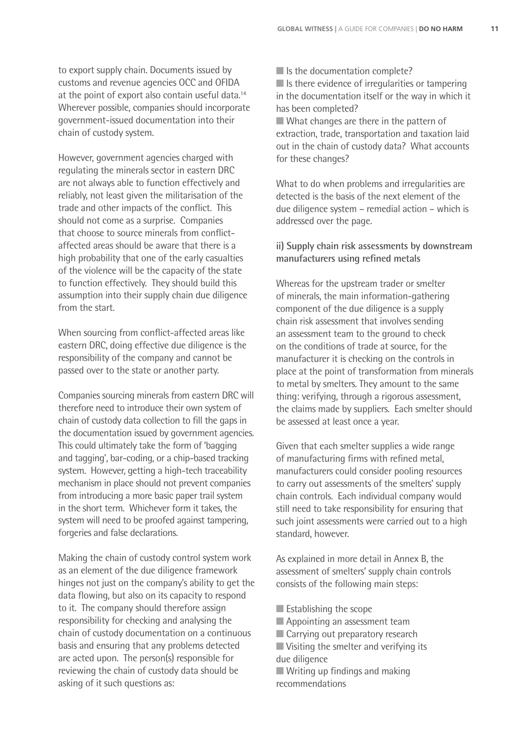to export supply chain. Documents issued by customs and revenue agencies OCC and OFIDA at the point of export also contain useful data.[14] Wherever possible, companies should incorporate government-issued documentation into their chain of custody system.

However, government agencies charged with regulating the minerals sector in eastern DRC are not always able to function effectively and reliably, not least given the militarisation of the trade and other impacts of the conflict. This should not come as a surprise. Companies that choose to source minerals from conflict-affected areas should be aware that there is a high probability that one of the early casualties of the violence will be the capacity of the state to function effectively. They should build this assumption into their supply chain due diligence from the start.

When sourcing from conflict-affected areas like eastern DRC, doing effective due diligence is the responsibility of the company and cannot be passed over to the state or another party.

Companies sourcing minerals from eastern DRC will therefore need to introduce their own system of chain of custody data collection to fill the gaps in the documentation issued by government agencies. This could ultimately take the form of 'bagging and tagging', bar-coding, or a chip-based tracking system. However, getting a high-tech traceability mechanism in place should not prevent companies from introducing a more basic paper trail system in the short term. Whichever form it takes, the system will need to be proofed against tampering, forgeries and false declarations.

Making the chain of custody control system work as an element of the due diligence framework hinges not just on the company's ability to get the data flowing, but also on its capacity to respond to it. The company should therefore assign responsibility for checking and analysing the chain of custody documentation on a continuous basis and ensuring that any problems detected are acted upon. The person(s) responsible for reviewing the chain of custody data should be asking of it such questions as:

- Is the documentation complete?
- Is there evidence of irregularities or tampering in the documentation itself or the way in which it has been completed?
- What changes are there in the pattern of extraction, trade, transportation and taxation laid out in the chain of custody data? What accounts for these changes?

What to do when problems and irregularities are detected is the basis of the next element of the due diligence system – remedial action – which is addressed over the page.

**ii) Supply chain risk assessments by downstream manufacturers using refined metals**

Whereas for the upstream trader or smelter of minerals, the main information-gathering component of the due diligence is a supply chain risk assessment that involves sending an assessment team to the ground to check on the conditions of trade at source, for the manufacturer it is checking on the controls in place at the point of transformation from minerals to metal by smelters. They amount to the same thing: verifying, through a rigorous assessment, the claims made by suppliers. Each smelter should be assessed at least once a year.

Given that each smelter supplies a wide range of manufacturing firms with refined metal, manufacturers could consider pooling resources to carry out assessments of the smelters' supply chain controls. Each individual company would still need to take responsibility for ensuring that such joint assessments were carried out to a high standard, however.

As explained in more detail in Annex B, the assessment of smelters' supply chain controls consists of the following main steps:

- Establishing the scope
- Appointing an assessment team
- Carrying out preparatory research
- Visiting the smelter and verifying its due diligence
- Writing up findings and making recommendations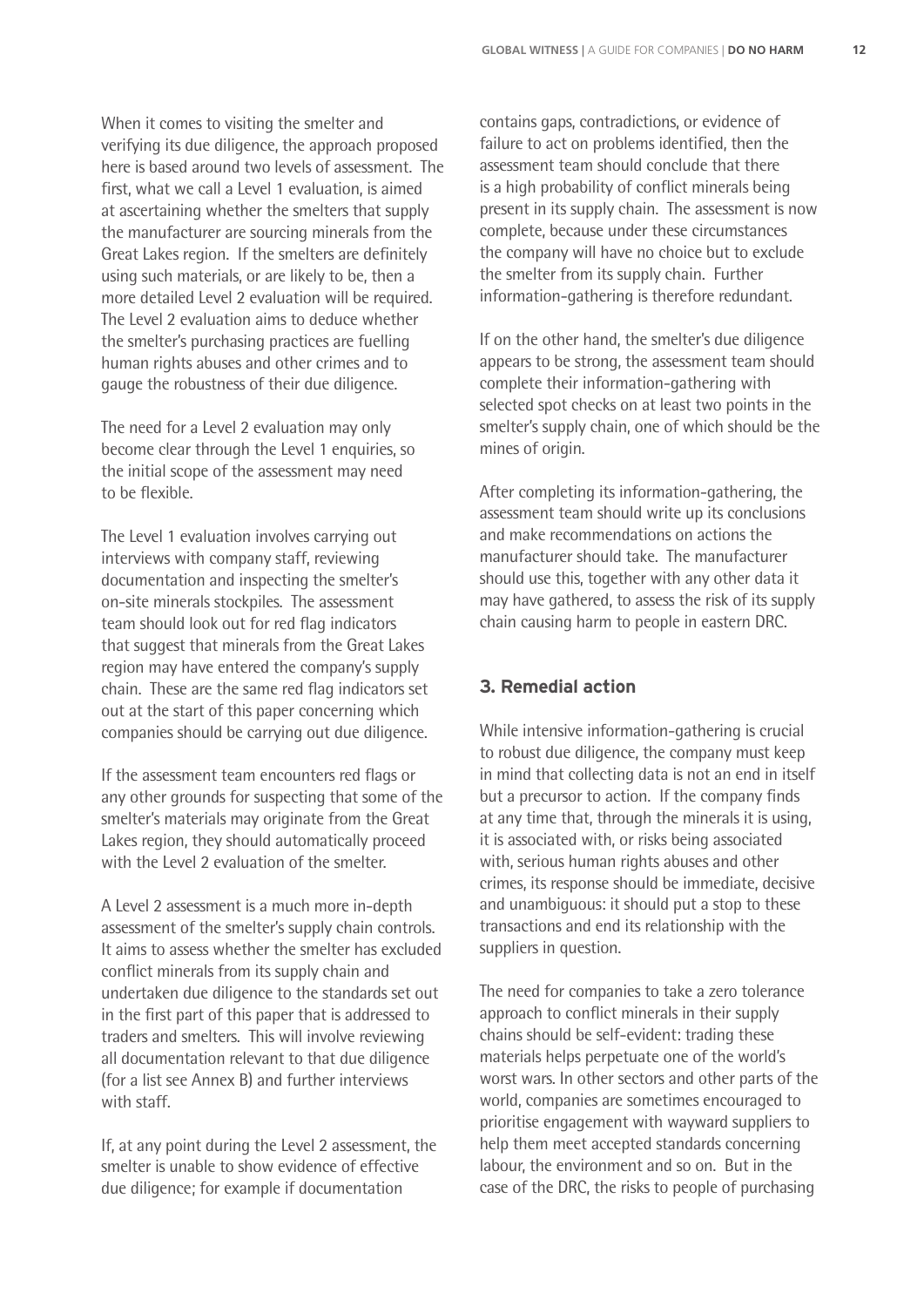When it comes to visiting the smelter and verifying its due diligence, the approach proposed here is based around two levels of assessment. The first, what we call a Level 1 evaluation, is aimed at ascertaining whether the smelters that supply the manufacturer are sourcing minerals from the Great Lakes region. If the smelters are definitely using such materials, or are likely to be, then a more detailed Level 2 evaluation will be required. The Level 2 evaluation aims to deduce whether the smelter's purchasing practices are fuelling human rights abuses and other crimes and to gauge the robustness of their due diligence.

The need for a Level 2 evaluation may only become clear through the Level 1 enquiries, so the initial scope of the assessment may need to be flexible.

The Level 1 evaluation involves carrying out interviews with company staff, reviewing documentation and inspecting the smelter's on-site minerals stockpiles. The assessment team should look out for red flag indicators that suggest that minerals from the Great Lakes region may have entered the company's supply chain. These are the same red flag indicators set out at the start of this paper concerning which companies should be carrying out due diligence.

If the assessment team encounters red flags or any other grounds for suspecting that some of the smelter's materials may originate from the Great Lakes region, they should automatically proceed with the Level 2 evaluation of the smelter.

A Level 2 assessment is a much more in-depth assessment of the smelter's supply chain controls. It aims to assess whether the smelter has excluded conflict minerals from its supply chain and undertaken due diligence to the standards set out in the first part of this paper that is addressed to traders and smelters. This will involve reviewing all documentation relevant to that due diligence (for a list see Annex B) and further interviews with staff.

If, at any point during the Level 2 assessment, the smelter is unable to show evidence of effective due diligence; for example if documentation contains gaps, contradictions, or evidence of failure to act on problems identified, then the assessment team should conclude that there is a high probability of conflict minerals being present in its supply chain. The assessment is now complete, because under these circumstances the company will have no choice but to exclude the smelter from its supply chain. Further information-gathering is therefore redundant.

If on the other hand, the smelter's due diligence appears to be strong, the assessment team should complete their information-gathering with selected spot checks on at least two points in the smelter's supply chain, one of which should be the mines of origin.

After completing its information-gathering, the assessment team should write up its conclusions and make recommendations on actions the manufacturer should take. The manufacturer should use this, together with any other data it may have gathered, to assess the risk of its supply chain causing harm to people in eastern DRC.

### 3. Remedial action

While intensive information-gathering is crucial to robust due diligence, the company must keep in mind that collecting data is not an end in itself but a precursor to action. If the company finds at any time that, through the minerals it is using, it is associated with, or risks being associated with, serious human rights abuses and other crimes, its response should be immediate, decisive and unambiguous: it should put a stop to these transactions and end its relationship with the suppliers in question.

The need for companies to take a zero tolerance approach to conflict minerals in their supply chains should be self-evident: trading these materials helps perpetuate one of the world's worst wars. In other sectors and other parts of the world, companies are sometimes encouraged to prioritise engagement with wayward suppliers to help them meet accepted standards concerning labour, the environment and so on. But in the case of the DRC, the risks to people of purchasing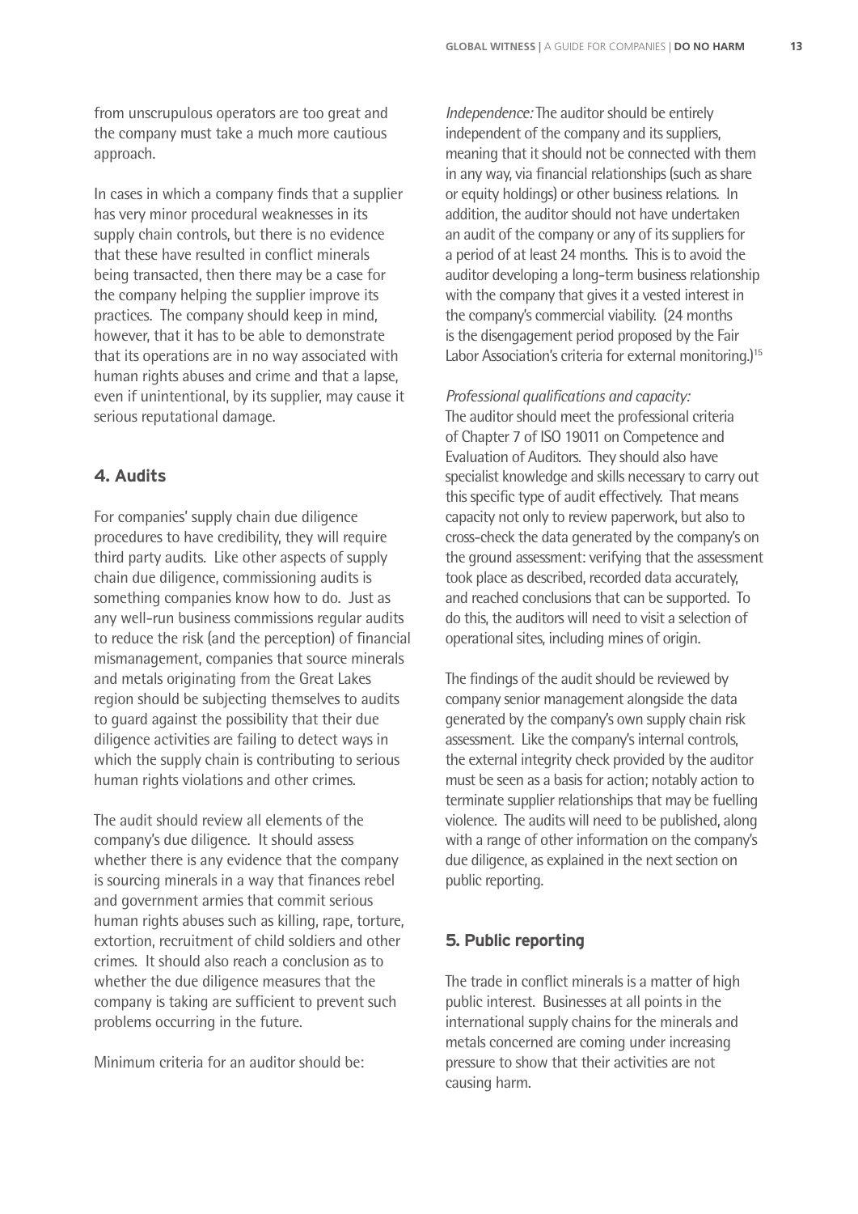from unscrupulous operators are too great and the company must take a much more cautious approach.

In cases in which a company finds that a supplier has very minor procedural weaknesses in its supply chain controls, but there is no evidence that these have resulted in conflict minerals being transacted, then there may be a case for the company helping the supplier improve its practices. The company should keep in mind, however, that it has to be able to demonstrate that its operations are in no way associated with human rights abuses and crime and that a lapse, even if unintentional, by its supplier, may cause it serious reputational damage.

## 4. Audits

For companies' supply chain due diligence procedures to have credibility, they will require third party audits. Like other aspects of supply chain due diligence, commissioning audits is something companies know how to do. Just as any well-run business commissions regular audits to reduce the risk (and the perception) of financial mismanagement, companies that source minerals and metals originating from the Great Lakes region should be subjecting themselves to audits to guard against the possibility that their due diligence activities are failing to detect ways in which the supply chain is contributing to serious human rights violations and other crimes.

The audit should review all elements of the company's due diligence. It should assess whether there is any evidence that the company is sourcing minerals in a way that finances rebel and government armies that commit serious human rights abuses such as killing, rape, torture, extortion, recruitment of child soldiers and other crimes. It should also reach a conclusion as to whether the due diligence measures that the company is taking are sufficient to prevent such problems occurring in the future.

Minimum criteria for an auditor should be:

*Independence:* The auditor should be entirely independent of the company and its suppliers, meaning that it should not be connected with them in any way, via financial relationships (such as share or equity holdings) or other business relations. In addition, the auditor should not have undertaken an audit of the company or any of its suppliers for a period of at least 24 months. This is to avoid the auditor developing a long-term business relationship with the company that gives it a vested interest in the company's commercial viability. (24 months is the disengagement period proposed by the Fair Labor Association's criteria for external monitoring.)[15]

*Professional qualifications and capacity:* The auditor should meet the professional criteria of Chapter 7 of ISO 19011 on Competence and Evaluation of Auditors. They should also have specialist knowledge and skills necessary to carry out this specific type of audit effectively. That means capacity not only to review paperwork, but also to cross-check the data generated by the company's on the ground assessment: verifying that the assessment took place as described, recorded data accurately, and reached conclusions that can be supported. To do this, the auditors will need to visit a selection of operational sites, including mines of origin.

The findings of the audit should be reviewed by company senior management alongside the data generated by the company's own supply chain risk assessment. Like the company's internal controls, the external integrity check provided by the auditor must be seen as a basis for action; notably action to terminate supplier relationships that may be fuelling violence. The audits will need to be published, along with a range of other information on the company's due diligence, as explained in the next section on public reporting.

## 5. Public reporting

The trade in conflict minerals is a matter of high public interest. Businesses at all points in the international supply chains for the minerals and metals concerned are coming under increasing pressure to show that their activities are not causing harm.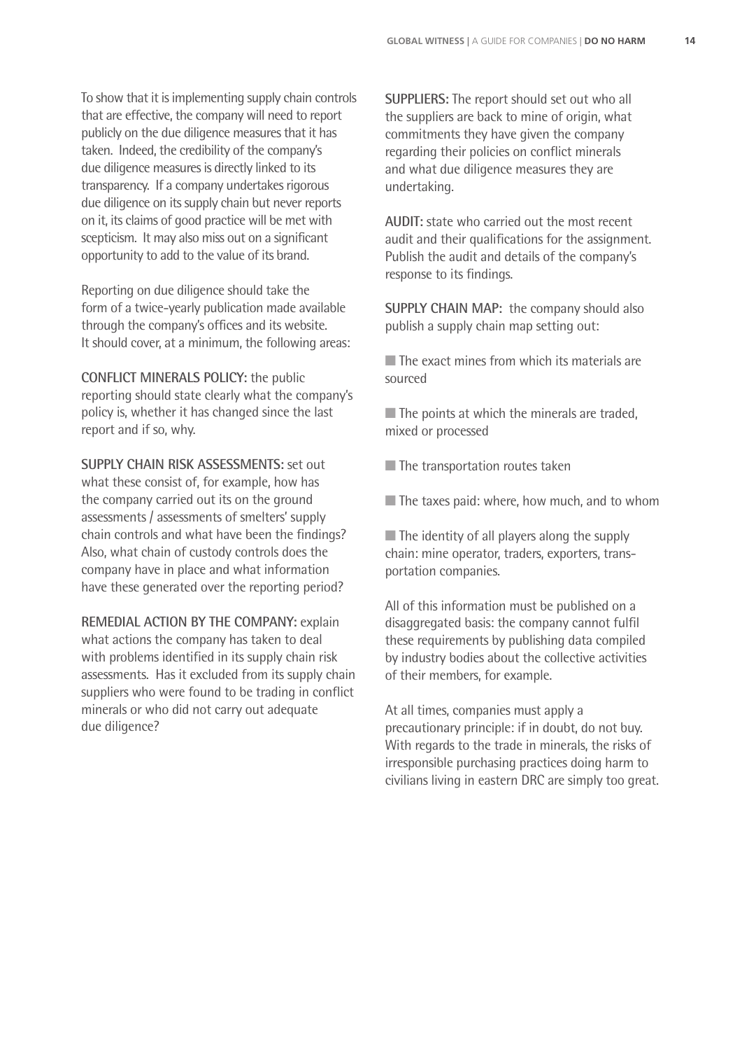To show that it is implementing supply chain controls that are effective, the company will need to report publicly on the due diligence measures that it has taken. Indeed, the credibility of the company's due diligence measures is directly linked to its transparency. If a company undertakes rigorous due diligence on its supply chain but never reports on it, its claims of good practice will be met with scepticism. It may also miss out on a significant opportunity to add to the value of its brand.

Reporting on due diligence should take the form of a twice-yearly publication made available through the company's offices and its website. It should cover, at a minimum, the following areas:

**CONFLICT MINERALS POLICY:** the public reporting should state clearly what the company's policy is, whether it has changed since the last report and if so, why.

**SUPPLY CHAIN RISK ASSESSMENTS:** set out what these consist of, for example, how has the company carried out its on the ground assessments / assessments of smelters' supply chain controls and what have been the findings? Also, what chain of custody controls does the company have in place and what information have these generated over the reporting period?

**REMEDIAL ACTION BY THE COMPANY:** explain what actions the company has taken to deal with problems identified in its supply chain risk assessments. Has it excluded from its supply chain suppliers who were found to be trading in conflict minerals or who did not carry out adequate due diligence?

**SUPPLIERS:** The report should set out who all the suppliers are back to mine of origin, what commitments they have given the company regarding their policies on conflict minerals and what due diligence measures they are undertaking.

**AUDIT:** state who carried out the most recent audit and their qualifications for the assignment. Publish the audit and details of the company's response to its findings.

**SUPPLY CHAIN MAP:** the company should also publish a supply chain map setting out:

- The exact mines from which its materials are sourced
- The points at which the minerals are traded, mixed or processed
- The transportation routes taken
- The taxes paid: where, how much, and to whom
- The identity of all players along the supply chain: mine operator, traders, exporters, transportation companies.

All of this information must be published on a disaggregated basis: the company cannot fulfil these requirements by publishing data compiled by industry bodies about the collective activities of their members, for example.

At all times, companies must apply a precautionary principle: if in doubt, do not buy. With regards to the trade in minerals, the risks of irresponsible purchasing practices doing harm to civilians living in eastern DRC are simply too great.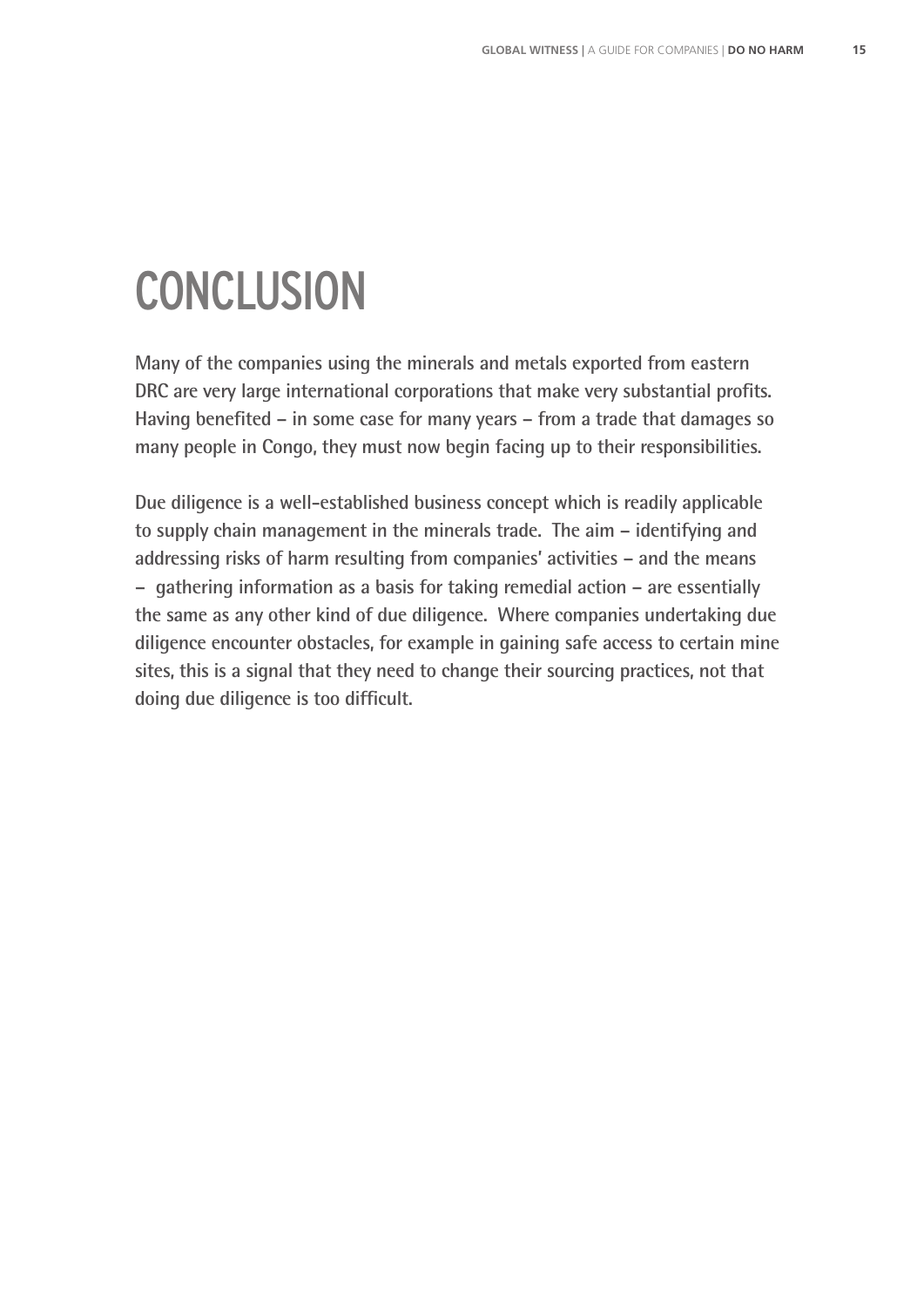# CONCLUSION

**Many of the companies using the minerals and metals exported from eastern DRC are very large international corporations that make very substantial profits. Having benefited – in some case for many years – from a trade that damages so many people in Congo, they must now begin facing up to their responsibilities.**

**Due diligence is a well-established business concept which is readily applicable to supply chain management in the minerals trade. The aim – identifying and addressing risks of harm resulting from companies' activities – and the means – gathering information as a basis for taking remedial action – are essentially the same as any other kind of due diligence. Where companies undertaking due diligence encounter obstacles, for example in gaining safe access to certain mine sites, this is a signal that they need to change their sourcing practices, not that doing due diligence is too difficult.**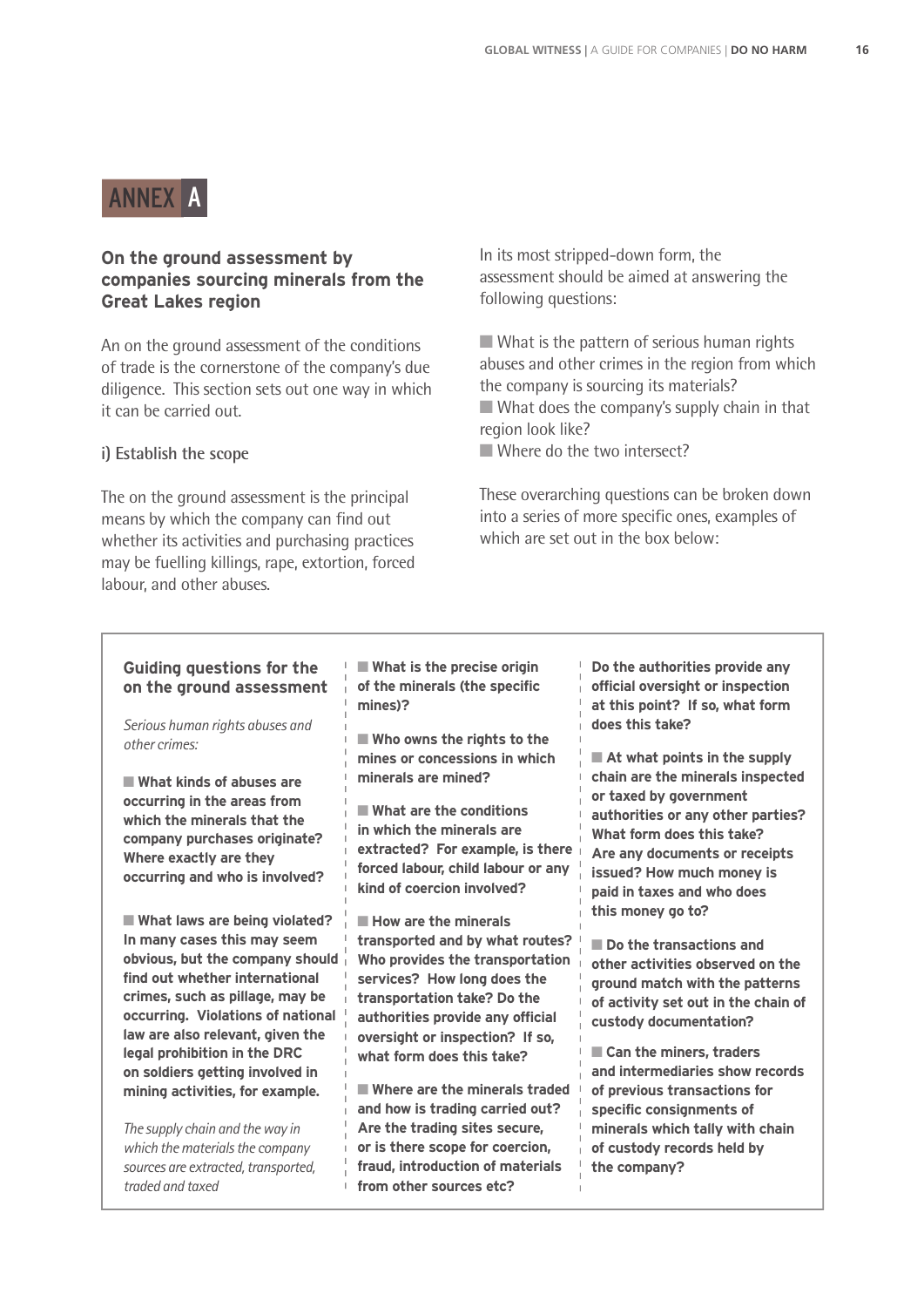# ANNEX A

## On the ground assessment by companies sourcing minerals from the Great Lakes region

An on the ground assessment of the conditions of trade is the cornerstone of the company's due diligence. This section sets out one way in which it can be carried out.

### i) Establish the scope

The on the ground assessment is the principal means by which the company can find out whether its activities and purchasing practices may be fuelling killings, rape, extortion, forced labour, and other abuses.

In its most stripped-down form, the assessment should be aimed at answering the following questions:

- What is the pattern of serious human rights abuses and other crimes in the region from which the company is sourcing its materials?
- What does the company's supply chain in that region look like?
- Where do the two intersect?

These overarching questions can be broken down into a series of more specific ones, examples of which are set out in the box below:

---

**Guiding questions for the on the ground assessment**

*Serious human rights abuses and other crimes:*

- **What kinds of abuses are occurring in the areas from which the minerals that the company purchases originate? Where exactly are they occurring and who is involved?**
- **What laws are being violated? In many cases this may seem obvious, but the company should find out whether international crimes, such as pillage, may be occurring. Violations of national law are also relevant, given the legal prohibition in the DRC on soldiers getting involved in mining activities, for example.**

*The supply chain and the way in which the materials the company sources are extracted, transported, traded and taxed*

- **What is the precise origin of the minerals (the specific mines)?**
- **Who owns the rights to the mines or concessions in which minerals are mined?**
- **What are the conditions in which the minerals are extracted? For example, is there forced labour, child labour or any kind of coercion involved?**
- **How are the minerals transported and by what routes? Who provides the transportation services? How long does the transportation take? Do the authorities provide any official oversight or inspection? If so, what form does this take?**
- **Where are the minerals traded and how is trading carried out? Are the trading sites secure, or is there scope for coercion, fraud, introduction of materials from other sources etc? Do the authorities provide any official oversight or inspection at this point? If so, what form does this take?**
- **At what points in the supply chain are the minerals inspected or taxed by government authorities or any other parties? What form does this take? Are any documents or receipts issued? How much money is paid in taxes and who does this money go to?**
- **Do the transactions and other activities observed on the ground match with the patterns of activity set out in the chain of custody documentation?**
- **Can the miners, traders and intermediaries show records of previous transactions for specific consignments of minerals which tally with chain of custody records held by the company?**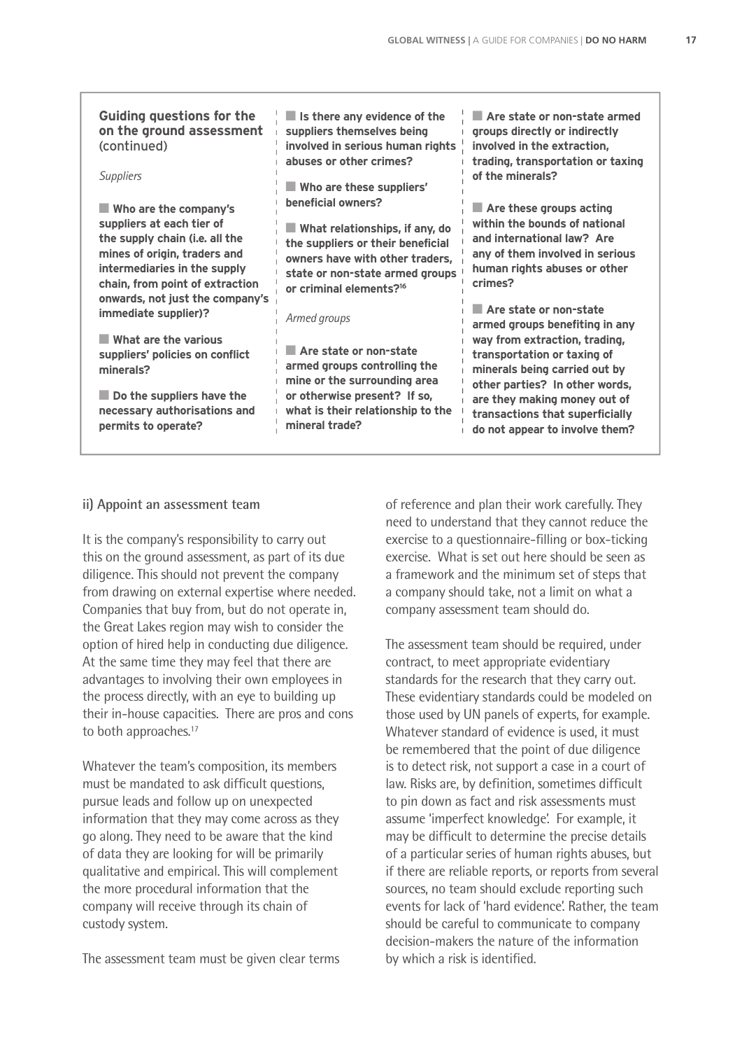**Guiding questions for the on the ground assessment** (continued)

*Suppliers*

- **Who are the company's suppliers at each tier of the supply chain (i.e. all the mines of origin, traders and intermediaries in the supply chain, from point of extraction onwards, not just the company's immediate supplier)?**
- **What are the various suppliers' policies on conflict minerals?**
- **Do the suppliers have the necessary authorisations and permits to operate?**
- **Is there any evidence of the suppliers themselves being involved in serious human rights abuses or other crimes?**
- **Who are these suppliers' beneficial owners?**
- **What relationships, if any, do the suppliers or their beneficial owners have with other traders, state or non-state armed groups or criminal elements?[16]**

*Armed groups*

- **Are state or non-state armed groups controlling the mine or the surrounding area or otherwise present? If so, what is their relationship to the mineral trade?**
- **Are state or non-state armed groups directly or indirectly involved in the extraction, trading, transportation or taxing of the minerals?**
- **Are these groups acting within the bounds of national and international law? Are any of them involved in serious human rights abuses or other crimes?**
- **Are state or non-state armed groups benefiting in any way from extraction, trading, transportation or taxing of minerals being carried out by other parties? In other words, are they making money out of transactions that superficially do not appear to involve them?**

### ii) Appoint an assessment team

It is the company's responsibility to carry out this on the ground assessment, as part of its due diligence. This should not prevent the company from drawing on external expertise where needed. Companies that buy from, but do not operate in, the Great Lakes region may wish to consider the option of hired help in conducting due diligence. At the same time they may feel that there are advantages to involving their own employees in the process directly, with an eye to building up their in-house capacities. There are pros and cons to both approaches.[17]

Whatever the team's composition, its members must be mandated to ask difficult questions, pursue leads and follow up on unexpected information that they may come across as they go along. They need to be aware that the kind of data they are looking for will be primarily qualitative and empirical. This will complement the more procedural information that the company will receive through its chain of custody system.

The assessment team must be given clear terms of reference and plan their work carefully. They need to understand that they cannot reduce the exercise to a questionnaire-filling or box-ticking exercise. What is set out here should be seen as a framework and the minimum set of steps that a company should take, not a limit on what a company assessment team should do.

The assessment team should be required, under contract, to meet appropriate evidentiary standards for the research that they carry out. These evidentiary standards could be modeled on those used by UN panels of experts, for example. Whatever standard of evidence is used, it must be remembered that the point of due diligence is to detect risk, not support a case in a court of law. Risks are, by definition, sometimes difficult to pin down as fact and risk assessments must assume 'imperfect knowledge'. For example, it may be difficult to determine the precise details of a particular series of human rights abuses, but if there are reliable reports, or reports from several sources, no team should exclude reporting such events for lack of 'hard evidence'. Rather, the team should be careful to communicate to company decision-makers the nature of the information by which a risk is identified.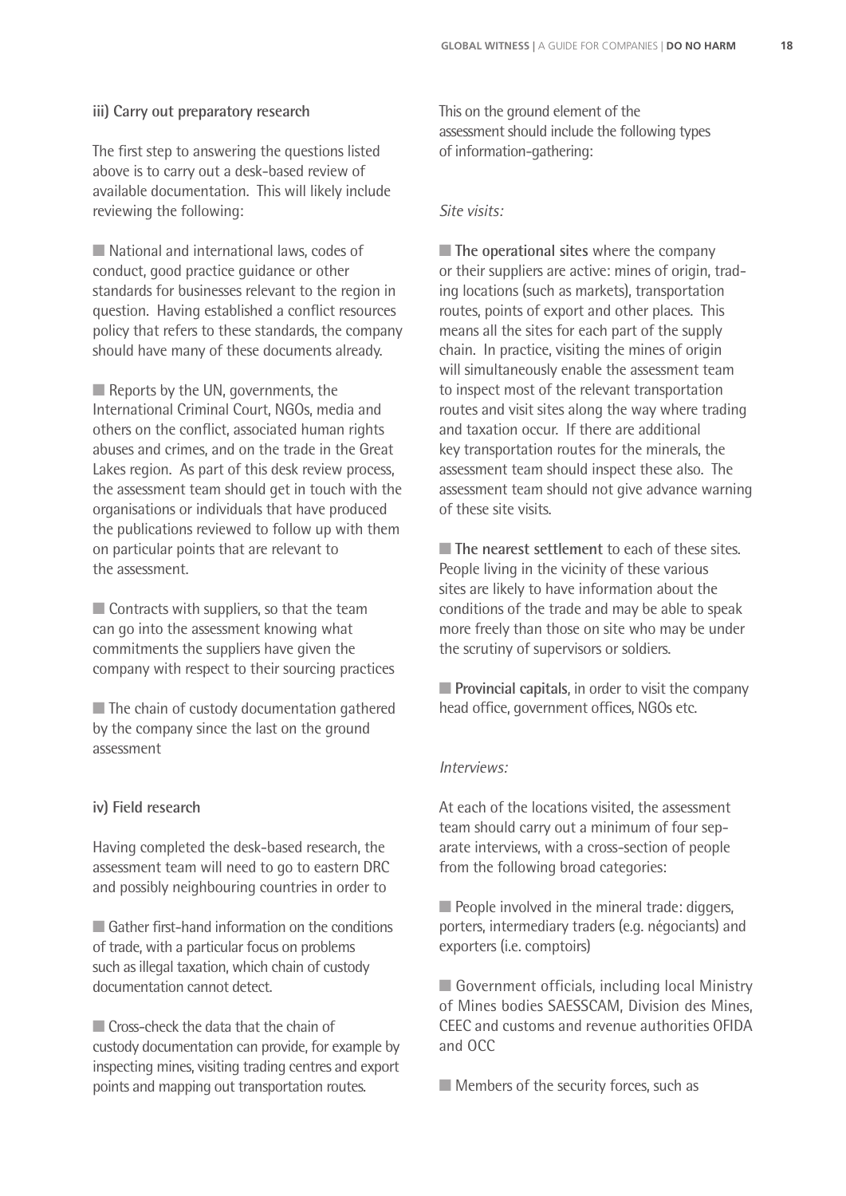**iii) Carry out preparatory research**

The first step to answering the questions listed above is to carry out a desk-based review of available documentation. This will likely include reviewing the following:

- National and international laws, codes of conduct, good practice guidance or other standards for businesses relevant to the region in question. Having established a conflict resources policy that refers to these standards, the company should have many of these documents already.

- Reports by the UN, governments, the International Criminal Court, NGOs, media and others on the conflict, associated human rights abuses and crimes, and on the trade in the Great Lakes region. As part of this desk review process, the assessment team should get in touch with the organisations or individuals that have produced the publications reviewed to follow up with them on particular points that are relevant to the assessment.

- Contracts with suppliers, so that the team can go into the assessment knowing what commitments the suppliers have given the company with respect to their sourcing practices

- The chain of custody documentation gathered by the company since the last on the ground assessment

**iv) Field research**

Having completed the desk-based research, the assessment team will need to go to eastern DRC and possibly neighbouring countries in order to

- Gather first-hand information on the conditions of trade, with a particular focus on problems such as illegal taxation, which chain of custody documentation cannot detect.

- Cross-check the data that the chain of custody documentation can provide, for example by inspecting mines, visiting trading centres and export points and mapping out transportation routes.

This on the ground element of the assessment should include the following types of information-gathering:

*Site visits:*

- **The operational sites** where the company or their suppliers are active: mines of origin, trading locations (such as markets), transportation routes, points of export and other places. This means all the sites for each part of the supply chain. In practice, visiting the mines of origin will simultaneously enable the assessment team to inspect most of the relevant transportation routes and visit sites along the way where trading and taxation occur. If there are additional key transportation routes for the minerals, the assessment team should inspect these also. The assessment team should not give advance warning of these site visits.

- **The nearest settlement** to each of these sites. People living in the vicinity of these various sites are likely to have information about the conditions of the trade and may be able to speak more freely than those on site who may be under the scrutiny of supervisors or soldiers.

- **Provincial capitals**, in order to visit the company head office, government offices, NGOs etc.

*Interviews:*

At each of the locations visited, the assessment team should carry out a minimum of four separate interviews, with a cross-section of people from the following broad categories:

- People involved in the mineral trade: diggers, porters, intermediary traders (e.g. négociants) and exporters (i.e. comptoirs)

- Government officials, including local Ministry of Mines bodies SAESSCAM, Division des Mines, CEEC and customs and revenue authorities OFIDA and OCC

- Members of the security forces, such as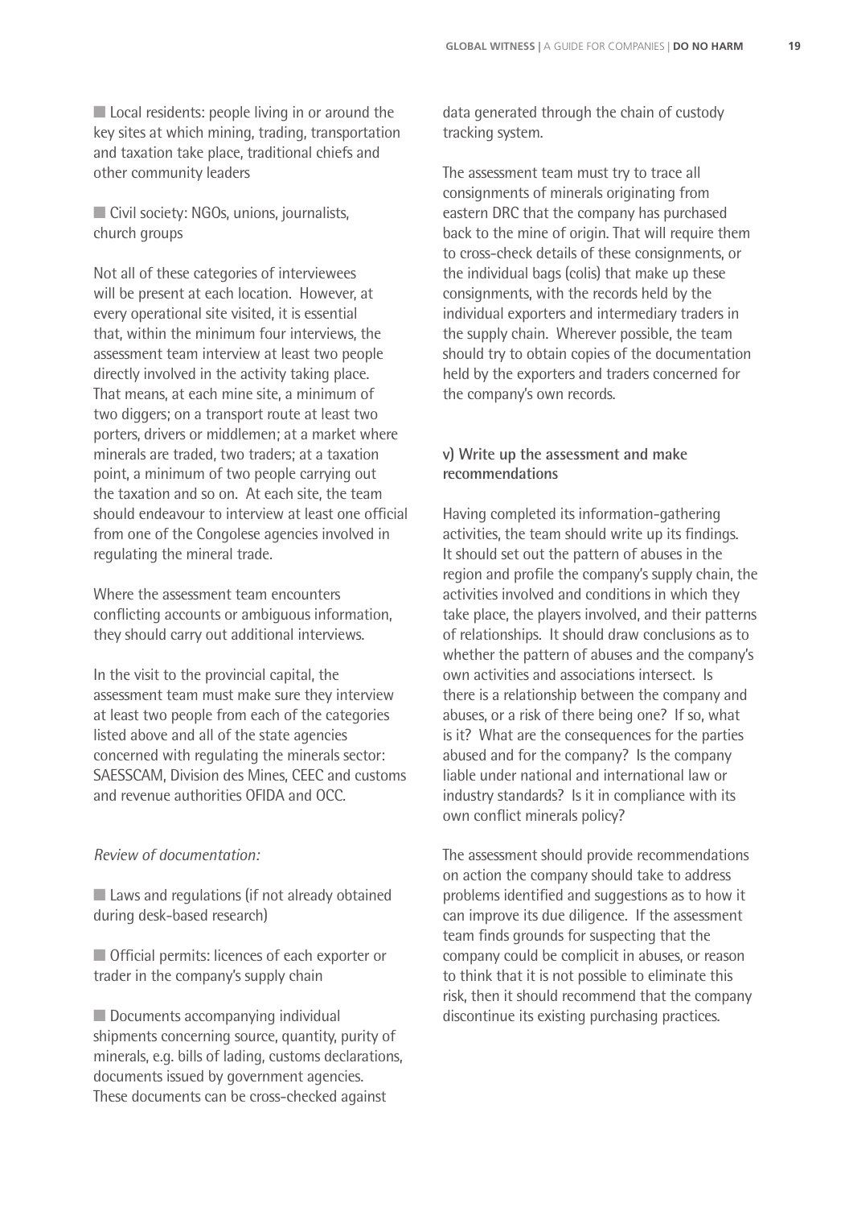- Local residents: people living in or around the key sites at which mining, trading, transportation and taxation take place, traditional chiefs and other community leaders

- Civil society: NGOs, unions, journalists, church groups

Not all of these categories of interviewees will be present at each location. However, at every operational site visited, it is essential that, within the minimum four interviews, the assessment team interview at least two people directly involved in the activity taking place. That means, at each mine site, a minimum of two diggers; on a transport route at least two porters, drivers or middlemen; at a market where minerals are traded, two traders; at a taxation point, a minimum of two people carrying out the taxation and so on. At each site, the team should endeavour to interview at least one official from one of the Congolese agencies involved in regulating the mineral trade.

Where the assessment team encounters conflicting accounts or ambiguous information, they should carry out additional interviews.

In the visit to the provincial capital, the assessment team must make sure they interview at least two people from each of the categories listed above and all of the state agencies concerned with regulating the minerals sector: SAESSCAM, Division des Mines, CEEC and customs and revenue authorities OFIDA and OCC.

*Review of documentation:*

- Laws and regulations (if not already obtained during desk-based research)

- Official permits: licences of each exporter or trader in the company's supply chain

- Documents accompanying individual shipments concerning source, quantity, purity of minerals, e.g. bills of lading, customs declarations, documents issued by government agencies. These documents can be cross-checked against data generated through the chain of custody tracking system.

The assessment team must try to trace all consignments of minerals originating from eastern DRC that the company has purchased back to the mine of origin. That will require them to cross-check details of these consignments, or the individual bags (colis) that make up these consignments, with the records held by the individual exporters and intermediary traders in the supply chain. Wherever possible, the team should try to obtain copies of the documentation held by the exporters and traders concerned for the company's own records.

### v) Write up the assessment and make recommendations

Having completed its information-gathering activities, the team should write up its findings. It should set out the pattern of abuses in the region and profile the company's supply chain, the activities involved and conditions in which they take place, the players involved, and their patterns of relationships. It should draw conclusions as to whether the pattern of abuses and the company's own activities and associations intersect. Is there is a relationship between the company and abuses, or a risk of there being one? If so, what is it? What are the consequences for the parties abused and for the company? Is the company liable under national and international law or industry standards? Is it in compliance with its own conflict minerals policy?

The assessment should provide recommendations on action the company should take to address problems identified and suggestions as to how it can improve its due diligence. If the assessment team finds grounds for suspecting that the company could be complicit in abuses, or reason to think that it is not possible to eliminate this risk, then it should recommend that the company discontinue its existing purchasing practices.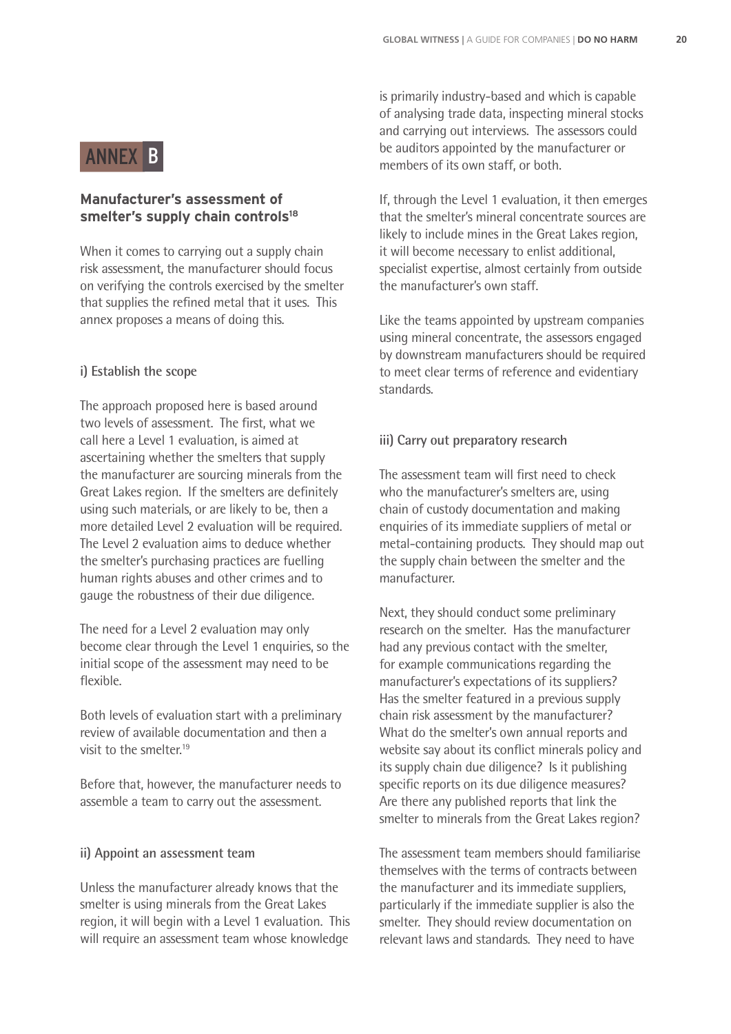# ANNEX B

## Manufacturer's assessment of smelter's supply chain controls[18]

When it comes to carrying out a supply chain risk assessment, the manufacturer should focus on verifying the controls exercised by the smelter that supplies the refined metal that it uses. This annex proposes a means of doing this.

### i) Establish the scope

The approach proposed here is based around two levels of assessment. The first, what we call here a Level 1 evaluation, is aimed at ascertaining whether the smelters that supply the manufacturer are sourcing minerals from the Great Lakes region. If the smelters are definitely using such materials, or are likely to be, then a more detailed Level 2 evaluation will be required. The Level 2 evaluation aims to deduce whether the smelter's purchasing practices are fuelling human rights abuses and other crimes and to gauge the robustness of their due diligence.

The need for a Level 2 evaluation may only become clear through the Level 1 enquiries, so the initial scope of the assessment may need to be flexible.

Both levels of evaluation start with a preliminary review of available documentation and then a visit to the smelter.[19]

Before that, however, the manufacturer needs to assemble a team to carry out the assessment.

### ii) Appoint an assessment team

Unless the manufacturer already knows that the smelter is using minerals from the Great Lakes region, it will begin with a Level 1 evaluation. This will require an assessment team whose knowledge is primarily industry-based and which is capable of analysing trade data, inspecting mineral stocks and carrying out interviews. The assessors could be auditors appointed by the manufacturer or members of its own staff, or both.

If, through the Level 1 evaluation, it then emerges that the smelter's mineral concentrate sources are likely to include mines in the Great Lakes region, it will become necessary to enlist additional, specialist expertise, almost certainly from outside the manufacturer's own staff.

Like the teams appointed by upstream companies using mineral concentrate, the assessors engaged by downstream manufacturers should be required to meet clear terms of reference and evidentiary standards.

### iii) Carry out preparatory research

The assessment team will first need to check who the manufacturer's smelters are, using chain of custody documentation and making enquiries of its immediate suppliers of metal or metal-containing products. They should map out the supply chain between the smelter and the manufacturer.

Next, they should conduct some preliminary research on the smelter. Has the manufacturer had any previous contact with the smelter, for example communications regarding the manufacturer's expectations of its suppliers? Has the smelter featured in a previous supply chain risk assessment by the manufacturer? What do the smelter's own annual reports and website say about its conflict minerals policy and its supply chain due diligence? Is it publishing specific reports on its due diligence measures? Are there any published reports that link the smelter to minerals from the Great Lakes region?

The assessment team members should familiarise themselves with the terms of contracts between the manufacturer and its immediate suppliers, particularly if the immediate supplier is also the smelter. They should review documentation on relevant laws and standards. They need to have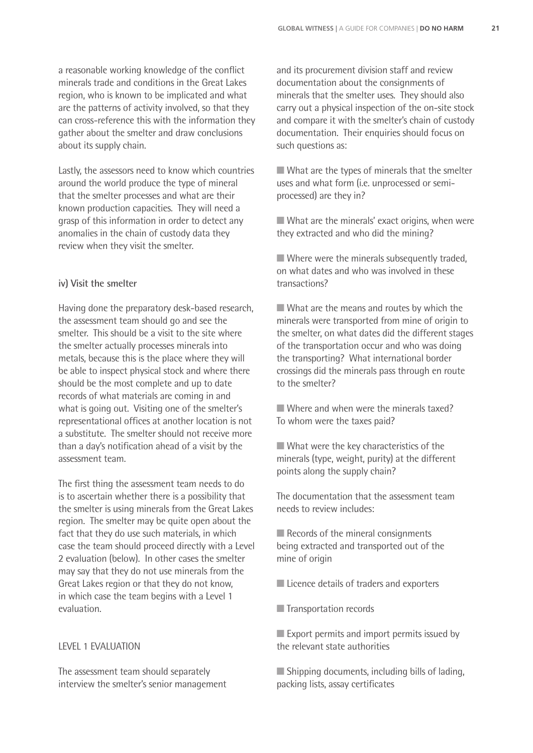a reasonable working knowledge of the conflict minerals trade and conditions in the Great Lakes region, who is known to be implicated and what are the patterns of activity involved, so that they can cross-reference this with the information they gather about the smelter and draw conclusions about its supply chain.

Lastly, the assessors need to know which countries around the world produce the type of mineral that the smelter processes and what are their known production capacities. They will need a grasp of this information in order to detect any anomalies in the chain of custody data they review when they visit the smelter.

### iv) Visit the smelter

Having done the preparatory desk-based research, the assessment team should go and see the smelter. This should be a visit to the site where the smelter actually processes minerals into metals, because this is the place where they will be able to inspect physical stock and where there should be the most complete and up to date records of what materials are coming in and what is going out. Visiting one of the smelter's representational offices at another location is not a substitute. The smelter should not receive more than a day's notification ahead of a visit by the assessment team.

The first thing the assessment team needs to do is to ascertain whether there is a possibility that the smelter is using minerals from the Great Lakes region. The smelter may be quite open about the fact that they do use such materials, in which case the team should proceed directly with a Level 2 evaluation (below). In other cases the smelter may say that they do not use minerals from the Great Lakes region or that they do not know, in which case the team begins with a Level 1 evaluation.

#### LEVEL 1 EVALUATION

The assessment team should separately interview the smelter's senior management and its procurement division staff and review documentation about the consignments of minerals that the smelter uses. They should also carry out a physical inspection of the on-site stock and compare it with the smelter's chain of custody documentation. Their enquiries should focus on such questions as:

- What are the types of minerals that the smelter uses and what form (i.e. unprocessed or semi-processed) are they in?
- What are the minerals' exact origins, when were they extracted and who did the mining?
- Where were the minerals subsequently traded, on what dates and who was involved in these transactions?
- What are the means and routes by which the minerals were transported from mine of origin to the smelter, on what dates did the different stages of the transportation occur and who was doing the transporting? What international border crossings did the minerals pass through en route to the smelter?
- Where and when were the minerals taxed? To whom were the taxes paid?
- What were the key characteristics of the minerals (type, weight, purity) at the different points along the supply chain?

The documentation that the assessment team needs to review includes:

- Records of the mineral consignments being extracted and transported out of the mine of origin
- Licence details of traders and exporters
- Transportation records
- Export permits and import permits issued by the relevant state authorities
- Shipping documents, including bills of lading, packing lists, assay certificates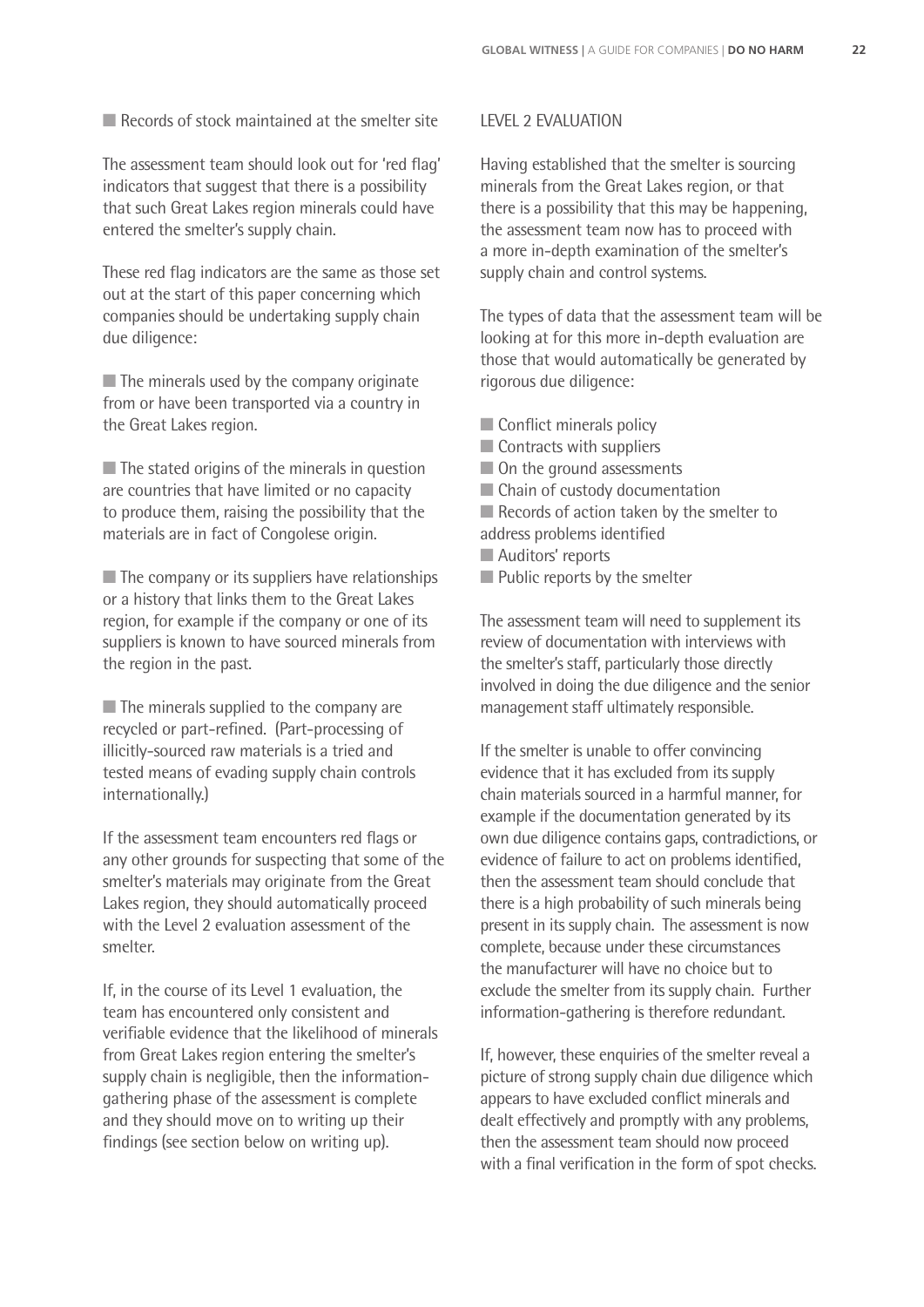- Records of stock maintained at the smelter site

The assessment team should look out for 'red flag' indicators that suggest that there is a possibility that such Great Lakes region minerals could have entered the smelter's supply chain.

These red flag indicators are the same as those set out at the start of this paper concerning which companies should be undertaking supply chain due diligence:

- The minerals used by the company originate from or have been transported via a country in the Great Lakes region.

- The stated origins of the minerals in question are countries that have limited or no capacity to produce them, raising the possibility that the materials are in fact of Congolese origin.

- The company or its suppliers have relationships or a history that links them to the Great Lakes region, for example if the company or one of its suppliers is known to have sourced minerals from the region in the past.

- The minerals supplied to the company are recycled or part-refined. (Part-processing of illicitly-sourced raw materials is a tried and tested means of evading supply chain controls internationally.)

If the assessment team encounters red flags or any other grounds for suspecting that some of the smelter's materials may originate from the Great Lakes region, they should automatically proceed with the Level 2 evaluation assessment of the smelter.

If, in the course of its Level 1 evaluation, the team has encountered only consistent and verifiable evidence that the likelihood of minerals from Great Lakes region entering the smelter's supply chain is negligible, then the information-gathering phase of the assessment is complete and they should move on to writing up their findings (see section below on writing up).

## LEVEL 2 EVALUATION

Having established that the smelter is sourcing minerals from the Great Lakes region, or that there is a possibility that this may be happening, the assessment team now has to proceed with a more in-depth examination of the smelter's supply chain and control systems.

The types of data that the assessment team will be looking at for this more in-depth evaluation are those that would automatically be generated by rigorous due diligence:

- Conflict minerals policy
- Contracts with suppliers
- On the ground assessments
- Chain of custody documentation
- Records of action taken by the smelter to address problems identified
- Auditors' reports
- Public reports by the smelter

The assessment team will need to supplement its review of documentation with interviews with the smelter's staff, particularly those directly involved in doing the due diligence and the senior management staff ultimately responsible.

If the smelter is unable to offer convincing evidence that it has excluded from its supply chain materials sourced in a harmful manner, for example if the documentation generated by its own due diligence contains gaps, contradictions, or evidence of failure to act on problems identified, then the assessment team should conclude that there is a high probability of such minerals being present in its supply chain. The assessment is now complete, because under these circumstances the manufacturer will have no choice but to exclude the smelter from its supply chain. Further information-gathering is therefore redundant.

If, however, these enquiries of the smelter reveal a picture of strong supply chain due diligence which appears to have excluded conflict minerals and dealt effectively and promptly with any problems, then the assessment team should now proceed with a final verification in the form of spot checks.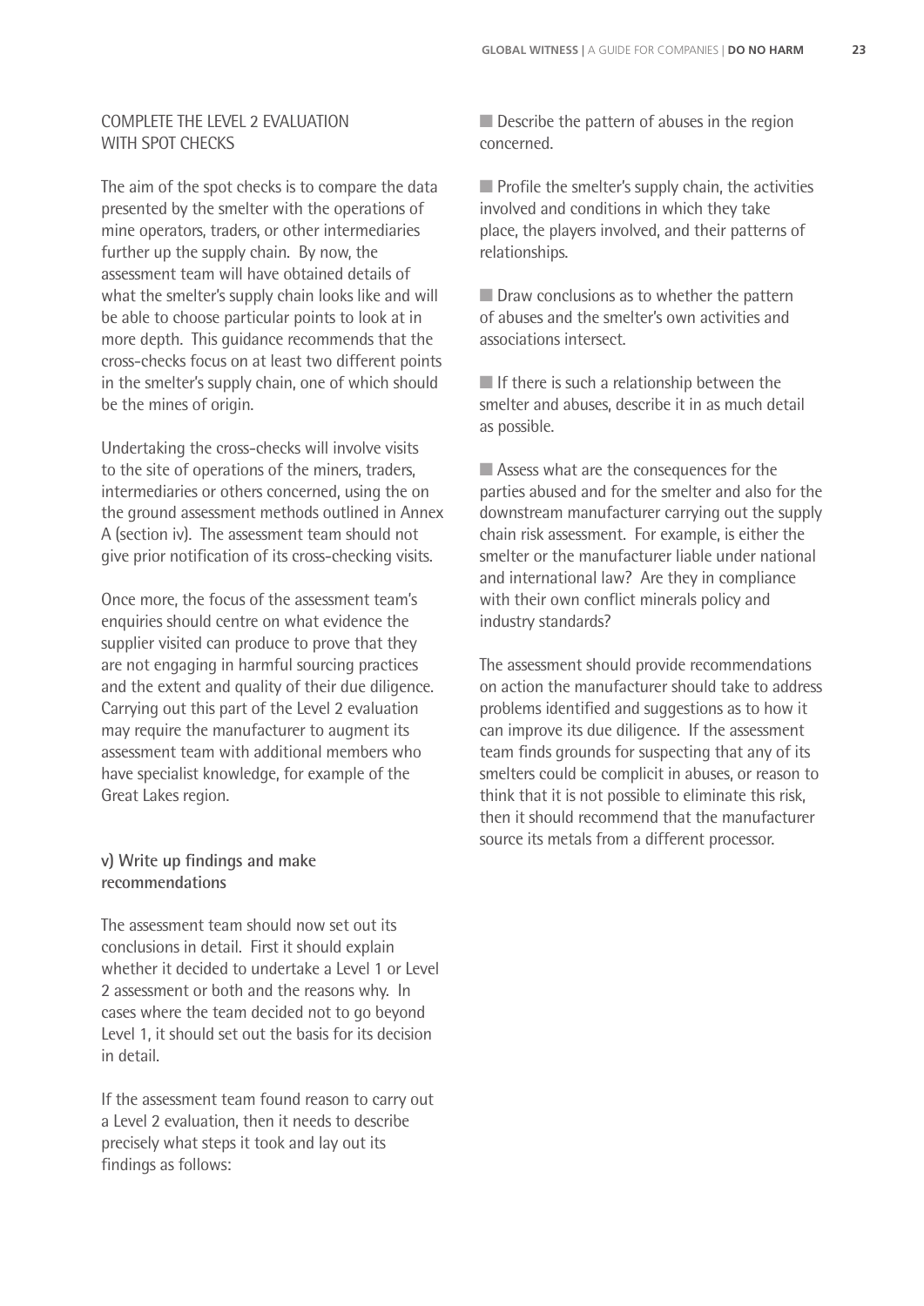COMPLETE THE LEVEL 2 EVALUATION WITH SPOT CHECKS

The aim of the spot checks is to compare the data presented by the smelter with the operations of mine operators, traders, or other intermediaries further up the supply chain. By now, the assessment team will have obtained details of what the smelter's supply chain looks like and will be able to choose particular points to look at in more depth. This guidance recommends that the cross-checks focus on at least two different points in the smelter's supply chain, one of which should be the mines of origin.

Undertaking the cross-checks will involve visits to the site of operations of the miners, traders, intermediaries or others concerned, using the on the ground assessment methods outlined in Annex A (section iv). The assessment team should not give prior notification of its cross-checking visits.

Once more, the focus of the assessment team's enquiries should centre on what evidence the supplier visited can produce to prove that they are not engaging in harmful sourcing practices and the extent and quality of their due diligence. Carrying out this part of the Level 2 evaluation may require the manufacturer to augment its assessment team with additional members who have specialist knowledge, for example of the Great Lakes region.

**v) Write up findings and make recommendations**

The assessment team should now set out its conclusions in detail. First it should explain whether it decided to undertake a Level 1 or Level 2 assessment or both and the reasons why. In cases where the team decided not to go beyond Level 1, it should set out the basis for its decision in detail.

If the assessment team found reason to carry out a Level 2 evaluation, then it needs to describe precisely what steps it took and lay out its findings as follows:

- Describe the pattern of abuses in the region concerned.
- Profile the smelter's supply chain, the activities involved and conditions in which they take place, the players involved, and their patterns of relationships.
- Draw conclusions as to whether the pattern of abuses and the smelter's own activities and associations intersect.
- If there is such a relationship between the smelter and abuses, describe it in as much detail as possible.
- Assess what are the consequences for the parties abused and for the smelter and also for the downstream manufacturer carrying out the supply chain risk assessment. For example, is either the smelter or the manufacturer liable under national and international law? Are they in compliance with their own conflict minerals policy and industry standards?

The assessment should provide recommendations on action the manufacturer should take to address problems identified and suggestions as to how it can improve its due diligence. If the assessment team finds grounds for suspecting that any of its smelters could be complicit in abuses, or reason to think that it is not possible to eliminate this risk, then it should recommend that the manufacturer source its metals from a different processor.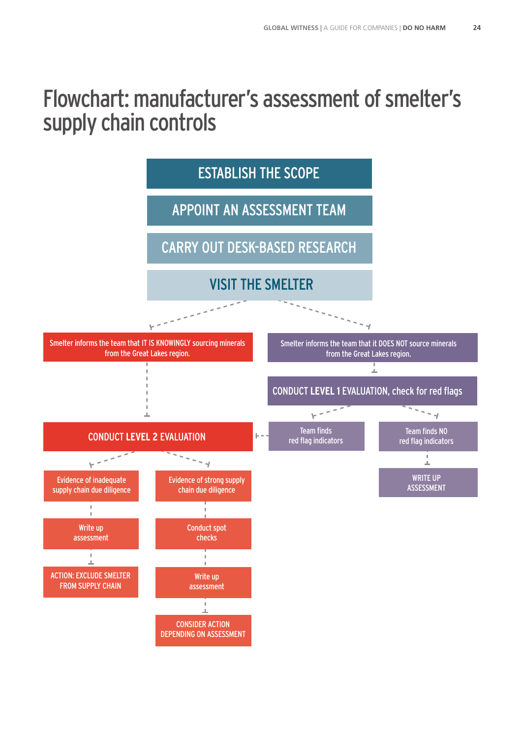# Flowchart: manufacturer's assessment of smelter's supply chain controls

ESTABLISH THE SCOPE

APPOINT AN ASSESSMENT TEAM

CARRY OUT DESK-BASED RESEARCH

VISIT THE SMELTER

Smelter informs the team that IT IS KNOWINGLY sourcing minerals from the Great Lakes region.

Smelter informs the team that it DOES NOT source minerals from the Great Lakes region.

CONDUCT **LEVEL 1** EVALUATION, check for red flags

Team finds red flag indicators

Team finds NO red flag indicators

WRITE UP ASSESSMENT

CONDUCT **LEVEL 2** EVALUATION

Evidence of inadequate supply chain due diligence

Write up assessment

ACTION: EXCLUDE SMELTER FROM SUPPLY CHAIN

Evidence of strong supply chain due diligence

Conduct spot checks

Write up assessment

CONSIDER ACTION DEPENDING ON ASSESSMENT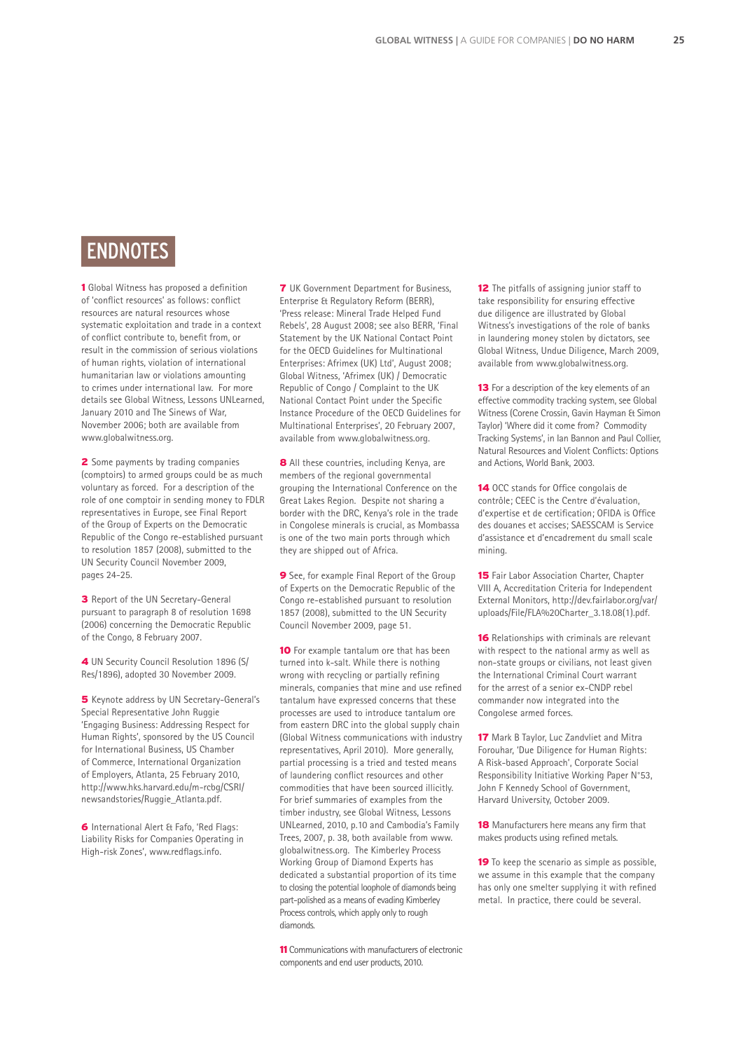# ENDNOTES

**1** Global Witness has proposed a definition of 'conflict resources' as follows: conflict resources are natural resources whose systematic exploitation and trade in a context of conflict contribute to, benefit from, or result in the commission of serious violations of human rights, violation of international humanitarian law or violations amounting to crimes under international law. For more details see Global Witness, Lessons UNLearned, January 2010 and The Sinews of War, November 2006; both are available from www.globalwitness.org.

**2** Some payments by trading companies (comptoirs) to armed groups could be as much voluntary as forced. For a description of the role of one comptoir in sending money to FDLR representatives in Europe, see Final Report of the Group of Experts on the Democratic Republic of the Congo re-established pursuant to resolution 1857 (2008), submitted to the UN Security Council November 2009, pages 24-25.

**3** Report of the UN Secretary-General pursuant to paragraph 8 of resolution 1698 (2006) concerning the Democratic Republic of the Congo, 8 February 2007.

**4** UN Security Council Resolution 1896 (S/Res/1896), adopted 30 November 2009.

**5** Keynote address by UN Secretary-General's Special Representative John Ruggie 'Engaging Business: Addressing Respect for Human Rights', sponsored by the US Council for International Business, US Chamber of Commerce, International Organization of Employers, Atlanta, 25 February 2010, http://www.hks.harvard.edu/m-rcbg/CSRI/newsandstories/Ruggie_Atlanta.pdf.

**6** International Alert & Fafo, 'Red Flags: Liability Risks for Companies Operating in High-risk Zones', www.redflags.info.

**7** UK Government Department for Business, Enterprise & Regulatory Reform (BERR), 'Press release: Mineral Trade Helped Fund Rebels', 28 August 2008; see also BERR, 'Final Statement by the UK National Contact Point for the OECD Guidelines for Multinational Enterprises: Afrimex (UK) Ltd', August 2008; Global Witness, 'Afrimex (UK) / Democratic Republic of Congo / Complaint to the UK National Contact Point under the Specific Instance Procedure of the OECD Guidelines for Multinational Enterprises', 20 February 2007, available from www.globalwitness.org.

**8** All these countries, including Kenya, are members of the regional governmental grouping the International Conference on the Great Lakes Region. Despite not sharing a border with the DRC, Kenya's role in the trade in Congolese minerals is crucial, as Mombassa is one of the two main ports through which they are shipped out of Africa.

**9** See, for example Final Report of the Group of Experts on the Democratic Republic of the Congo re-established pursuant to resolution 1857 (2008), submitted to the UN Security Council November 2009, page 51.

**10** For example tantalum ore that has been turned into k-salt. While there is nothing wrong with recycling or partially refining minerals, companies that mine and use refined tantalum have expressed concerns that these processes are used to introduce tantalum ore from eastern DRC into the global supply chain (Global Witness communications with industry representatives, April 2010). More generally, partial processing is a tried and tested means of laundering conflict resources and other commodities that have been sourced illicitly. For brief summaries of examples from the timber industry, see Global Witness, Lessons UNLearned, 2010, p.10 and Cambodia's Family Trees, 2007, p. 38, both available from www.globalwitness.org. The Kimberley Process Working Group of Diamond Experts has dedicated a substantial proportion of its time to closing the potential loophole of diamonds being part-polished as a means of evading Kimberley Process controls, which apply only to rough diamonds.

**11** Communications with manufacturers of electronic components and end user products, 2010.

**12** The pitfalls of assigning junior staff to take responsibility for ensuring effective due diligence are illustrated by Global Witness's investigations of the role of banks in laundering money stolen by dictators, see Global Witness, Undue Diligence, March 2009, available from www.globalwitness.org.

**13** For a description of the key elements of an effective commodity tracking system, see Global Witness (Corene Crossin, Gavin Hayman & Simon Taylor) 'Where did it come from? Commodity Tracking Systems', in Ian Bannon and Paul Collier, Natural Resources and Violent Conflicts: Options and Actions, World Bank, 2003.

**14** OCC stands for Office congolais de contrôle; CEEC is the Centre d'évaluation, d'expertise et de certification; OFIDA is Office des douanes et accises; SAESSCAM is Service d'assistance et d'encadrement du small scale mining.

**15** Fair Labor Association Charter, Chapter VIII A, Accreditation Criteria for Independent External Monitors, http://dev.fairlabor.org/var/uploads/File/FLA%20Charter_3.18.08(1).pdf.

**16** Relationships with criminals are relevant with respect to the national army as well as non-state groups or civilians, not least given the International Criminal Court warrant for the arrest of a senior ex-CNDP rebel commander now integrated into the Congolese armed forces.

**17** Mark B Taylor, Luc Zandvliet and Mitra Forouhar, 'Due Diligence for Human Rights: A Risk-based Approach', Corporate Social Responsibility Initiative Working Paper N°53, John F Kennedy School of Government, Harvard University, October 2009.

**18** Manufacturers here means any firm that makes products using refined metals.

**19** To keep the scenario as simple as possible, we assume in this example that the company has only one smelter supplying it with refined metal. In practice, there could be several.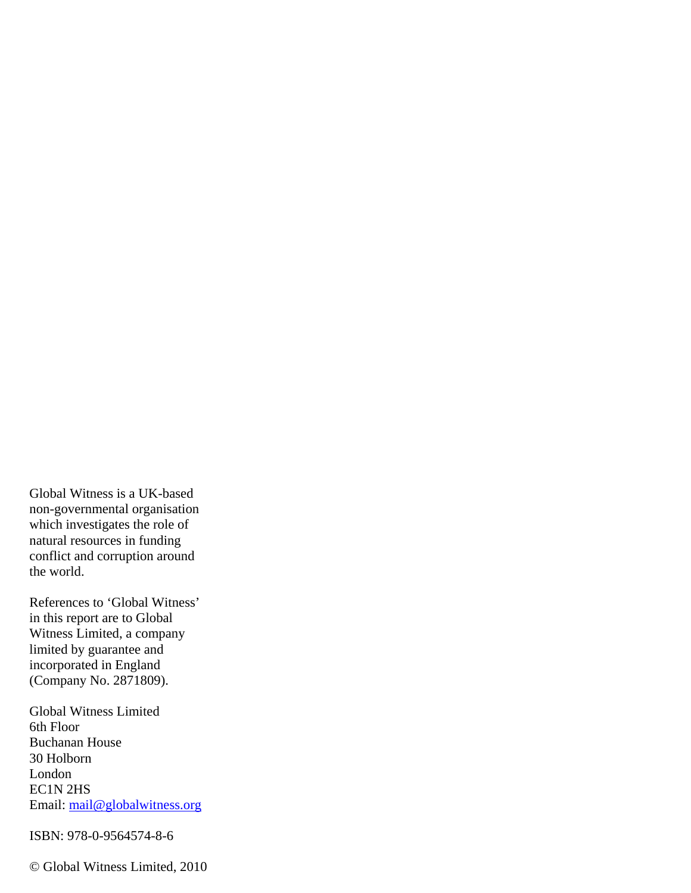Global Witness is a UK-based non-governmental organisation which investigates the role of natural resources in funding conflict and corruption around the world.

References to 'Global Witness' in this report are to Global Witness Limited, a company limited by guarantee and incorporated in England (Company No. 2871809).

Global Witness Limited
6th Floor
Buchanan House
30 Holborn
London
EC1N 2HS
Email: mail@globalwitness.org

ISBN: 978-0-9564574-8-6

© Global Witness Limited, 2010